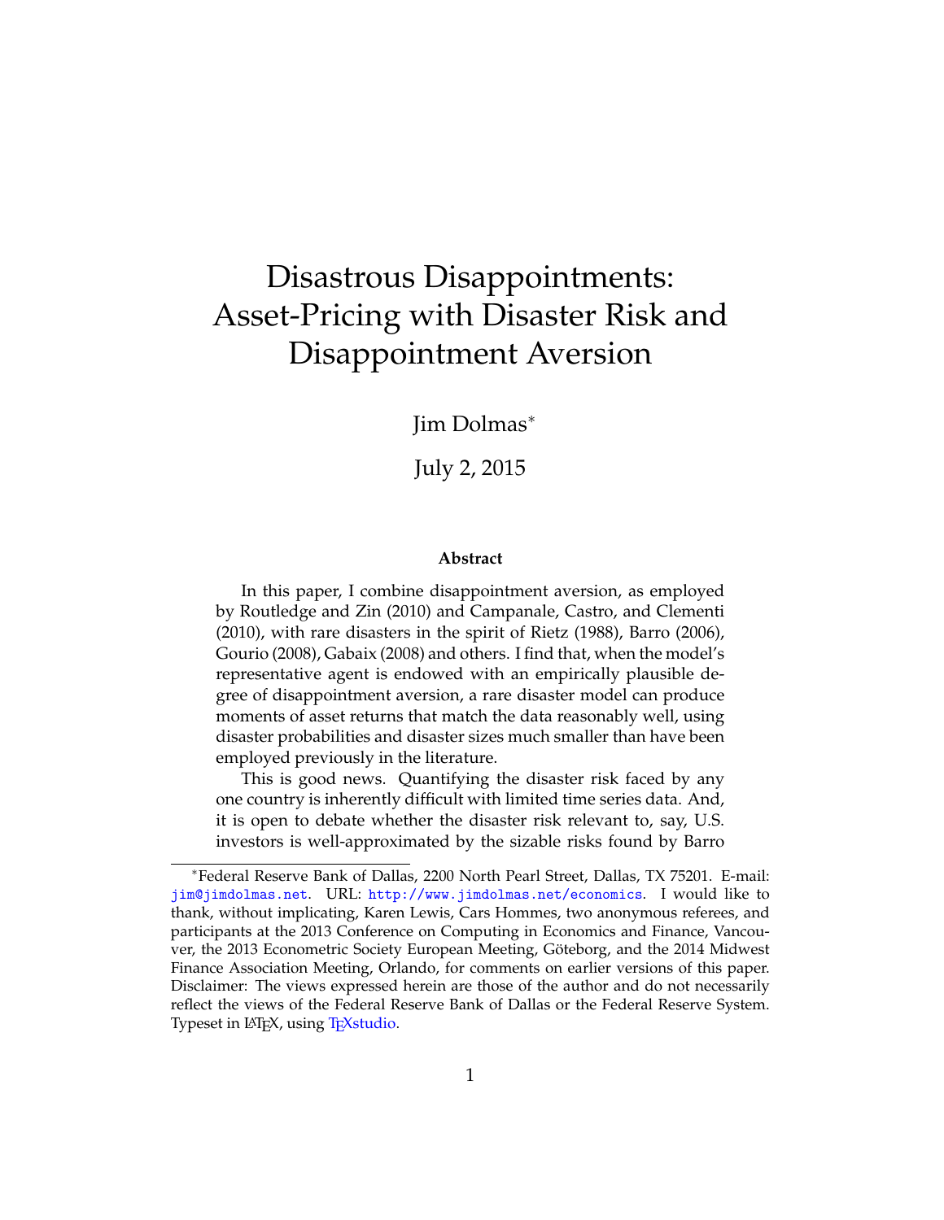# Disastrous Disappointments: Asset-Pricing with Disaster Risk and Disappointment Aversion

Jim Dolmas*

July 2, 2015

### Abstract

In this paper, I combine disappointment aversion, as employed by Routledge and Zin (2010) and Campanale, Castro, and Clementi (2010), with rare disasters in the spirit of Rietz (1988), Barro (2006), Gourio (2008), Gabaix (2008) and others. I find that, when the model's representative agent is endowed with an empirically plausible degree of disappointment aversion, a rare disaster model can produce moments of asset returns that match the data reasonably well, using disaster probabilities and disaster sizes much smaller than have been employed previously in the literature.

This is good news. Quantifying the disaster risk faced by any one country is inherently difficult with limited time series data. And, it is open to debate whether the disaster risk relevant to, say, U.S. investors is well-approximated by the sizable risks found by Barro

---

*Federal Reserve Bank of Dallas, 2200 North Pearl Street, Dallas, TX 75201. E-mail: jim@jimdolmas.net. URL: http://www.jimdolmas.net/economics. I would like to thank, without implicating, Karen Lewis, Cars Hommes, two anonymous referees, and participants at the 2013 Conference on Computing in Economics and Finance, Vancouver, the 2013 Econometric Society European Meeting, Göteborg, and the 2014 Midwest Finance Association Meeting, Orlando, for comments on earlier versions of this paper. Disclaimer: The views expressed herein are those of the author and do not necessarily reflect the views of the Federal Reserve Bank of Dallas or the Federal Reserve System. Typeset in LaTeX, using TeXstudio.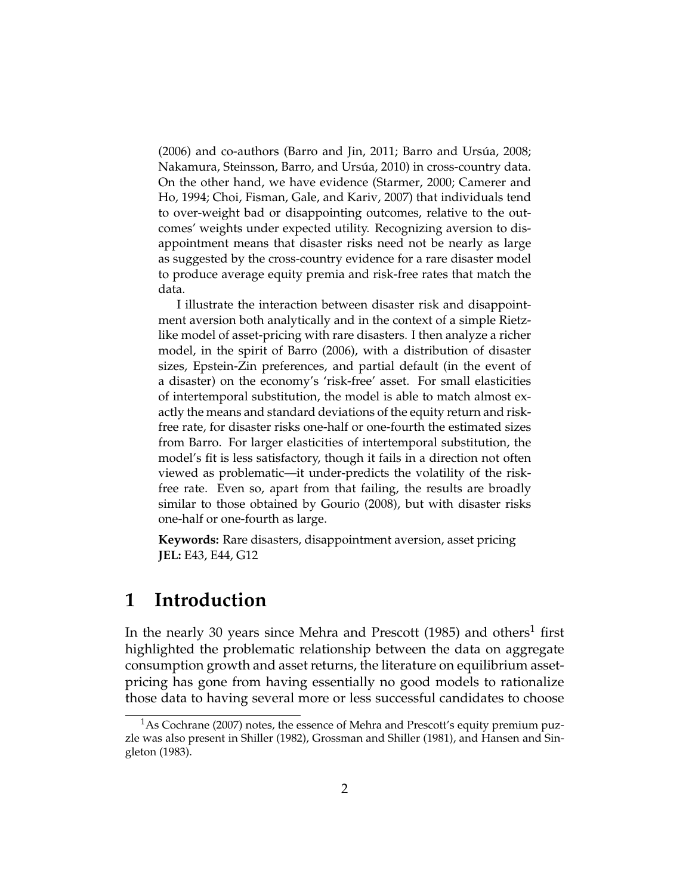(2006) and co-authors (Barro and Jin, 2011; Barro and Ursúa, 2008; Nakamura, Steinsson, Barro, and Ursúa, 2010) in cross-country data. On the other hand, we have evidence (Starmer, 2000; Camerer and Ho, 1994; Choi, Fisman, Gale, and Kariv, 2007) that individuals tend to over-weight bad or disappointing outcomes, relative to the outcomes' weights under expected utility. Recognizing aversion to disappointment means that disaster risks need not be nearly as large as suggested by the cross-country evidence for a rare disaster model to produce average equity premia and risk-free rates that match the data.

I illustrate the interaction between disaster risk and disappointment aversion both analytically and in the context of a simple Rietz-like model of asset-pricing with rare disasters. I then analyze a richer model, in the spirit of Barro (2006), with a distribution of disaster sizes, Epstein-Zin preferences, and partial default (in the event of a disaster) on the economy's 'risk-free' asset. For small elasticities of intertemporal substitution, the model is able to match almost exactly the means and standard deviations of the equity return and risk-free rate, for disaster risks one-half or one-fourth the estimated sizes from Barro. For larger elasticities of intertemporal substitution, the model's fit is less satisfactory, though it fails in a direction not often viewed as problematic—it under-predicts the volatility of the risk-free rate. Even so, apart from that failing, the results are broadly similar to those obtained by Gourio (2008), but with disaster risks one-half or one-fourth as large.

**Keywords:** Rare disasters, disappointment aversion, asset pricing
**JEL:** E43, E44, G12

# 1 Introduction

In the nearly 30 years since Mehra and Prescott (1985) and others[1] first highlighted the problematic relationship between the data on aggregate consumption growth and asset returns, the literature on equilibrium asset-pricing has gone from having essentially no good models to rationalize those data to having several more or less successful candidates to choose

[1] As Cochrane (2007) notes, the essence of Mehra and Prescott's equity premium puzzle was also present in Shiller (1982), Grossman and Shiller (1981), and Hansen and Singleton (1983).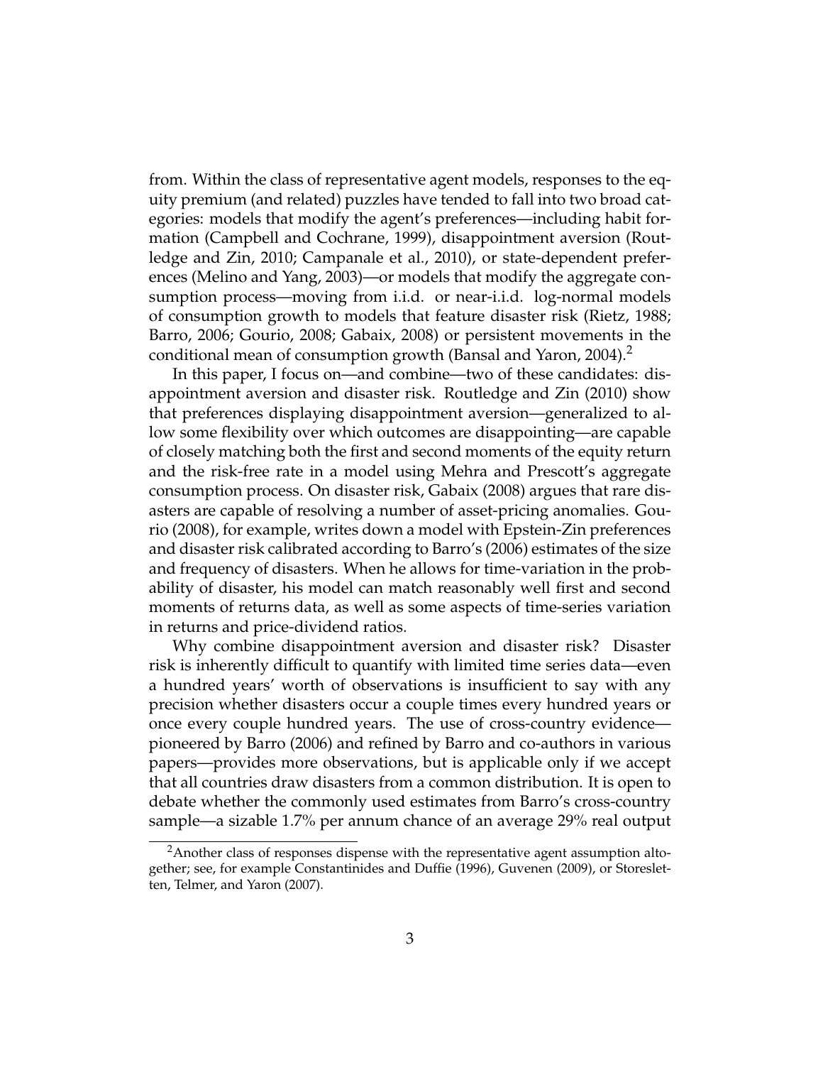from. Within the class of representative agent models, responses to the equity premium (and related) puzzles have tended to fall into two broad categories: models that modify the agent's preferences—including habit formation (Campbell and Cochrane, 1999), disappointment aversion (Routledge and Zin, 2010; Campanale et al., 2010), or state-dependent preferences (Melino and Yang, 2003)—or models that modify the aggregate consumption process—moving from i.i.d. or near-i.i.d. log-normal models of consumption growth to models that feature disaster risk (Rietz, 1988; Barro, 2006; Gourio, 2008; Gabaix, 2008) or persistent movements in the conditional mean of consumption growth (Bansal and Yaron, 2004).[2]

In this paper, I focus on—and combine—two of these candidates: disappointment aversion and disaster risk. Routledge and Zin (2010) show that preferences displaying disappointment aversion—generalized to allow some flexibility over which outcomes are disappointing—are capable of closely matching both the first and second moments of the equity return and the risk-free rate in a model using Mehra and Prescott's aggregate consumption process. On disaster risk, Gabaix (2008) argues that rare disasters are capable of resolving a number of asset-pricing anomalies. Gourio (2008), for example, writes down a model with Epstein-Zin preferences and disaster risk calibrated according to Barro's (2006) estimates of the size and frequency of disasters. When he allows for time-variation in the probability of disaster, his model can match reasonably well first and second moments of returns data, as well as some aspects of time-series variation in returns and price-dividend ratios.

Why combine disappointment aversion and disaster risk? Disaster risk is inherently difficult to quantify with limited time series data—even a hundred years' worth of observations is insufficient to say with any precision whether disasters occur a couple times every hundred years or once every couple hundred years. The use of cross-country evidence—pioneered by Barro (2006) and refined by Barro and co-authors in various papers—provides more observations, but is applicable only if we accept that all countries draw disasters from a common distribution. It is open to debate whether the commonly used estimates from Barro's cross-country sample—a sizable 1.7% per annum chance of an average 29% real output

[2] Another class of responses dispense with the representative agent assumption altogether; see, for example Constantinides and Duffie (1996), Guvenen (2009), or Storesletten, Telmer, and Yaron (2007).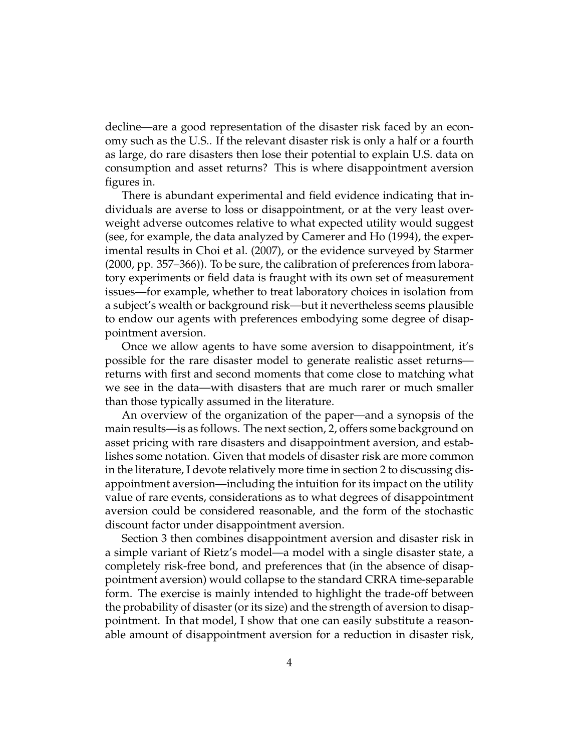decline—are a good representation of the disaster risk faced by an economy such as the U.S.. If the relevant disaster risk is only a half or a fourth as large, do rare disasters then lose their potential to explain U.S. data on consumption and asset returns? This is where disappointment aversion figures in.

There is abundant experimental and field evidence indicating that individuals are averse to loss or disappointment, or at the very least overweight adverse outcomes relative to what expected utility would suggest (see, for example, the data analyzed by Camerer and Ho (1994), the experimental results in Choi et al. (2007), or the evidence surveyed by Starmer (2000, pp. 357–366)). To be sure, the calibration of preferences from laboratory experiments or field data is fraught with its own set of measurement issues—for example, whether to treat laboratory choices in isolation from a subject's wealth or background risk—but it nevertheless seems plausible to endow our agents with preferences embodying some degree of disappointment aversion.

Once we allow agents to have some aversion to disappointment, it's possible for the rare disaster model to generate realistic asset returns—returns with first and second moments that come close to matching what we see in the data—with disasters that are much rarer or much smaller than those typically assumed in the literature.

An overview of the organization of the paper—and a synopsis of the main results—is as follows. The next section, 2, offers some background on asset pricing with rare disasters and disappointment aversion, and establishes some notation. Given that models of disaster risk are more common in the literature, I devote relatively more time in section 2 to discussing disappointment aversion—including the intuition for its impact on the utility value of rare events, considerations as to what degrees of disappointment aversion could be considered reasonable, and the form of the stochastic discount factor under disappointment aversion.

Section 3 then combines disappointment aversion and disaster risk in a simple variant of Rietz's model—a model with a single disaster state, a completely risk-free bond, and preferences that (in the absence of disappointment aversion) would collapse to the standard CRRA time-separable form. The exercise is mainly intended to highlight the trade-off between the probability of disaster (or its size) and the strength of aversion to disappointment. In that model, I show that one can easily substitute a reasonable amount of disappointment aversion for a reduction in disaster risk,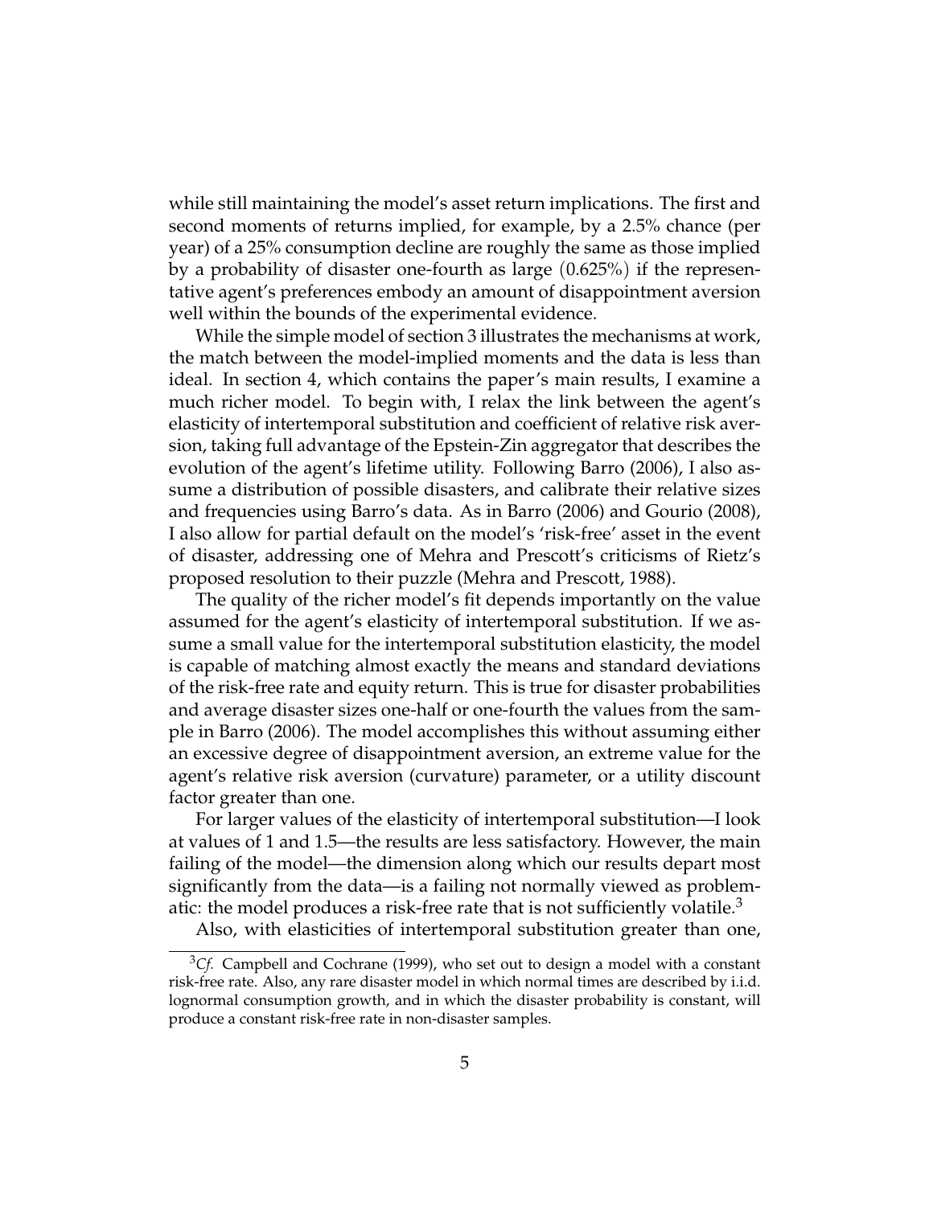while still maintaining the model's asset return implications. The first and second moments of returns implied, for example, by a 2.5% chance (per year) of a 25% consumption decline are roughly the same as those implied by a probability of disaster one-fourth as large $(0.625\%)$ if the representative agent's preferences embody an amount of disappointment aversion well within the bounds of the experimental evidence.

While the simple model of section 3 illustrates the mechanisms at work, the match between the model-implied moments and the data is less than ideal. In section 4, which contains the paper's main results, I examine a much richer model. To begin with, I relax the link between the agent's elasticity of intertemporal substitution and coefficient of relative risk aversion, taking full advantage of the Epstein-Zin aggregator that describes the evolution of the agent's lifetime utility. Following Barro (2006), I also assume a distribution of possible disasters, and calibrate their relative sizes and frequencies using Barro's data. As in Barro (2006) and Gourio (2008), I also allow for partial default on the model's 'risk-free' asset in the event of disaster, addressing one of Mehra and Prescott's criticisms of Rietz's proposed resolution to their puzzle (Mehra and Prescott, 1988).

The quality of the richer model's fit depends importantly on the value assumed for the agent's elasticity of intertemporal substitution. If we assume a small value for the intertemporal substitution elasticity, the model is capable of matching almost exactly the means and standard deviations of the risk-free rate and equity return. This is true for disaster probabilities and average disaster sizes one-half or one-fourth the values from the sample in Barro (2006). The model accomplishes this without assuming either an excessive degree of disappointment aversion, an extreme value for the agent's relative risk aversion (curvature) parameter, or a utility discount factor greater than one.

For larger values of the elasticity of intertemporal substitution—I look at values of 1 and 1.5—the results are less satisfactory. However, the main failing of the model—the dimension along which our results depart most significantly from the data—is a failing not normally viewed as problematic: the model produces a risk-free rate that is not sufficiently volatile.[3]

Also, with elasticities of intertemporal substitution greater than one,

[3] *Cf.* Campbell and Cochrane (1999), who set out to design a model with a constant risk-free rate. Also, any rare disaster model in which normal times are described by i.i.d. lognormal consumption growth, and in which the disaster probability is constant, will produce a constant risk-free rate in non-disaster samples.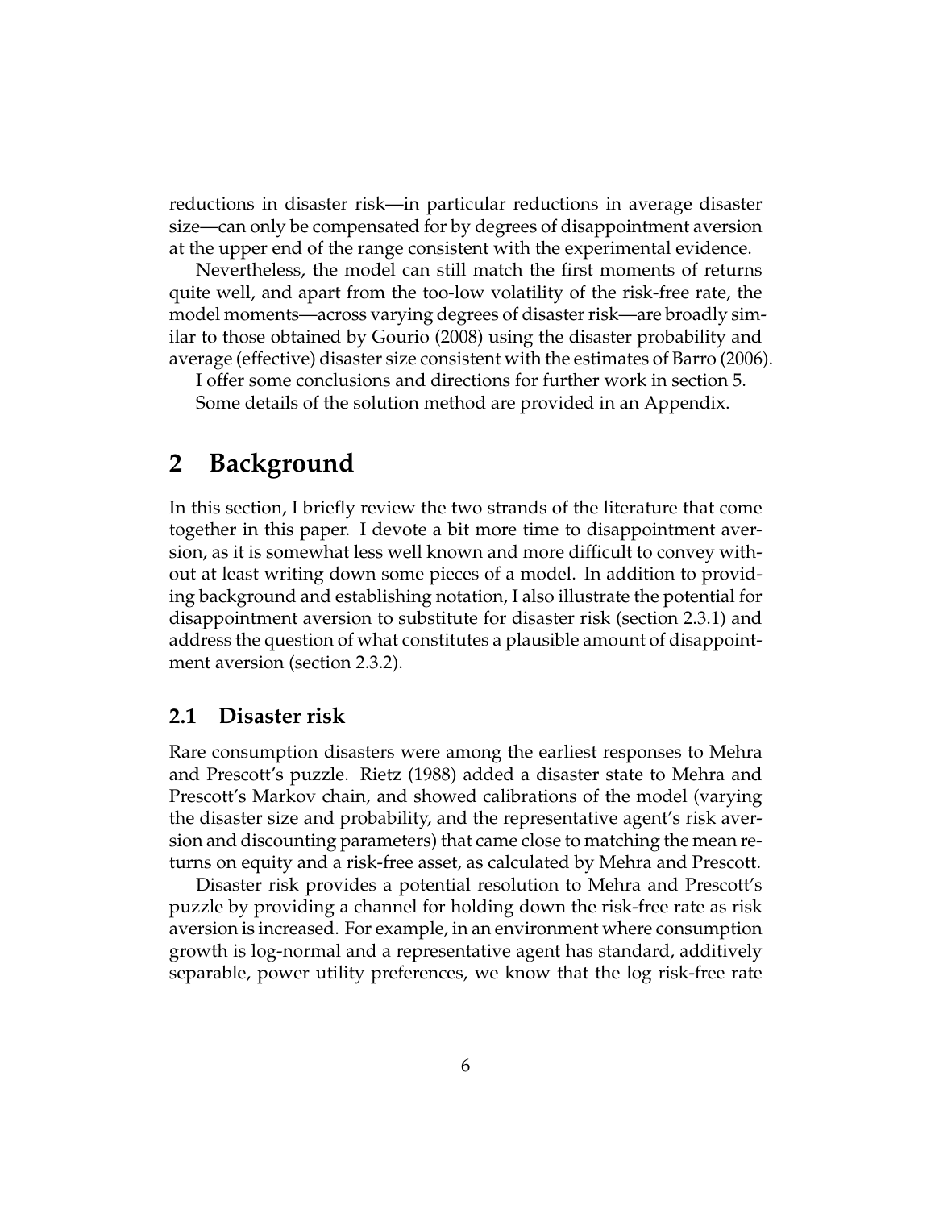reductions in disaster risk—in particular reductions in average disaster size—can only be compensated for by degrees of disappointment aversion at the upper end of the range consistent with the experimental evidence.

Nevertheless, the model can still match the first moments of returns quite well, and apart from the too-low volatility of the risk-free rate, the model moments—across varying degrees of disaster risk—are broadly similar to those obtained by Gourio (2008) using the disaster probability and average (effective) disaster size consistent with the estimates of Barro (2006).

I offer some conclusions and directions for further work in section 5. Some details of the solution method are provided in an Appendix.

# 2 Background

In this section, I briefly review the two strands of the literature that come together in this paper. I devote a bit more time to disappointment aversion, as it is somewhat less well known and more difficult to convey without at least writing down some pieces of a model. In addition to providing background and establishing notation, I also illustrate the potential for disappointment aversion to substitute for disaster risk (section 2.3.1) and address the question of what constitutes a plausible amount of disappointment aversion (section 2.3.2).

## 2.1 Disaster risk

Rare consumption disasters were among the earliest responses to Mehra and Prescott's puzzle. Rietz (1988) added a disaster state to Mehra and Prescott's Markov chain, and showed calibrations of the model (varying the disaster size and probability, and the representative agent's risk aversion and discounting parameters) that came close to matching the mean returns on equity and a risk-free asset, as calculated by Mehra and Prescott.

Disaster risk provides a potential resolution to Mehra and Prescott's puzzle by providing a channel for holding down the risk-free rate as risk aversion is increased. For example, in an environment where consumption growth is log-normal and a representative agent has standard, additively separable, power utility preferences, we know that the log risk-free rate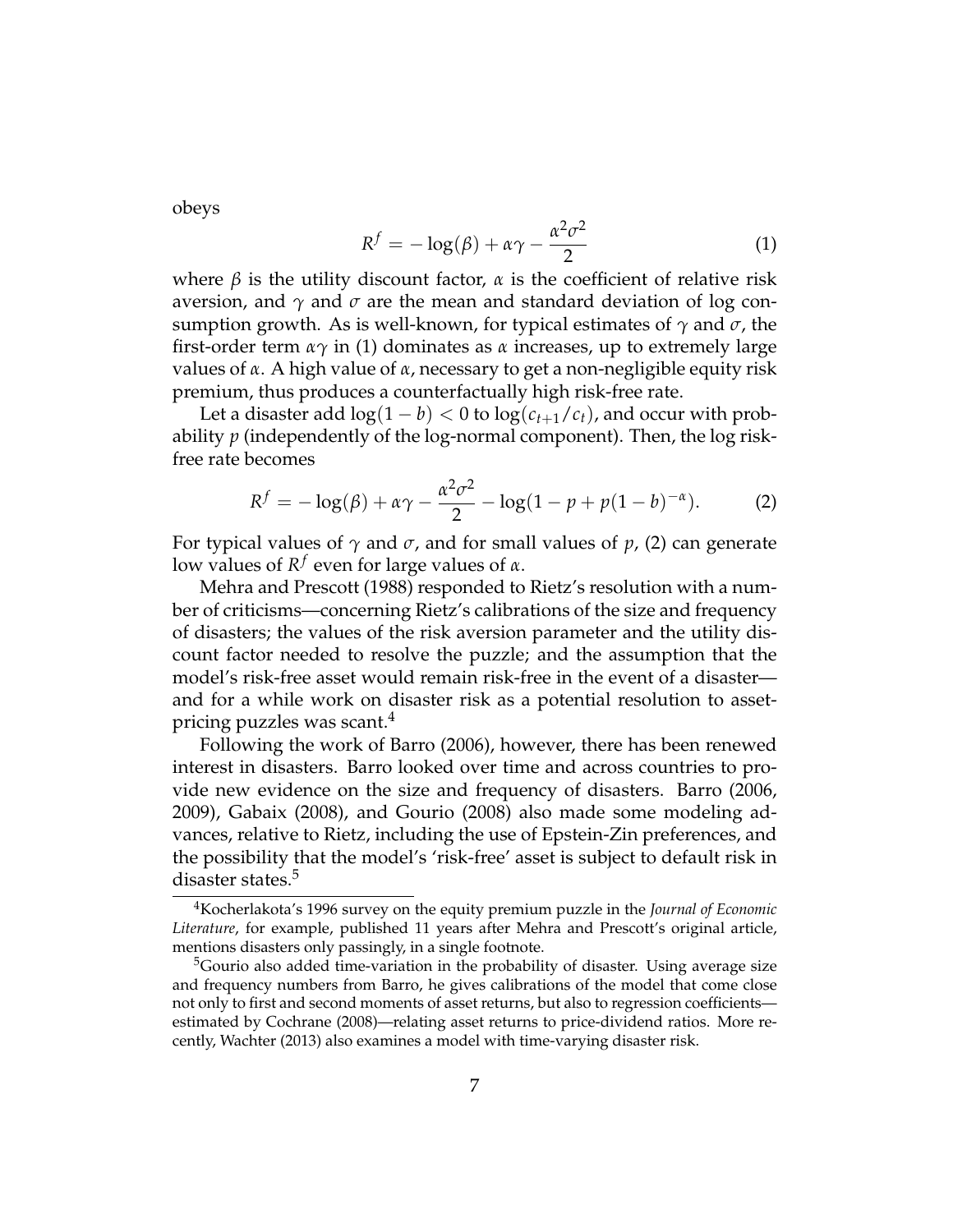obeys

$$R^f = -\log(\beta) + \alpha\gamma - \frac{\alpha^2\sigma^2}{2} \tag{1}$$

where $\beta$ is the utility discount factor, $\alpha$ is the coefficient of relative risk aversion, and $\gamma$ and $\sigma$ are the mean and standard deviation of log consumption growth. As is well-known, for typical estimates of $\gamma$ and $\sigma$, the first-order term $\alpha\gamma$ in (1) dominates as $\alpha$ increases, up to extremely large values of $\alpha$. A high value of $\alpha$, necessary to get a non-negligible equity risk premium, thus produces a counterfactually high risk-free rate.

Let a disaster add $\log(1-b) < 0$ to $\log(c_{t+1}/c_t)$, and occur with probability $p$ (independently of the log-normal component). Then, the log risk-free rate becomes

$$R^f = -\log(\beta) + \alpha\gamma - \frac{\alpha^2\sigma^2}{2} - \log(1 - p + p(1-b)^{-\alpha}). \tag{2}$$

For typical values of $\gamma$ and $\sigma$, and for small values of $p$, (2) can generate low values of $R^f$ even for large values of $\alpha$.

Mehra and Prescott (1988) responded to Rietz's resolution with a number of criticisms—concerning Rietz's calibrations of the size and frequency of disasters; the values of the risk aversion parameter and the utility discount factor needed to resolve the puzzle; and the assumption that the model's risk-free asset would remain risk-free in the event of a disaster—and for a while work on disaster risk as a potential resolution to asset-pricing puzzles was scant.[4]

Following the work of Barro (2006), however, there has been renewed interest in disasters. Barro looked over time and across countries to provide new evidence on the size and frequency of disasters. Barro (2006, 2009), Gabaix (2008), and Gourio (2008) also made some modeling advances, relative to Rietz, including the use of Epstein-Zin preferences, and the possibility that the model's 'risk-free' asset is subject to default risk in disaster states.[5]

[4] Kocherlakota's 1996 survey on the equity premium puzzle in the *Journal of Economic Literature*, for example, published 11 years after Mehra and Prescott's original article, mentions disasters only passingly, in a single footnote.

[5] Gourio also added time-variation in the probability of disaster. Using average size and frequency numbers from Barro, he gives calibrations of the model that come close not only to first and second moments of asset returns, but also to regression coefficients—estimated by Cochrane (2008)—relating asset returns to price-dividend ratios. More recently, Wachter (2013) also examines a model with time-varying disaster risk.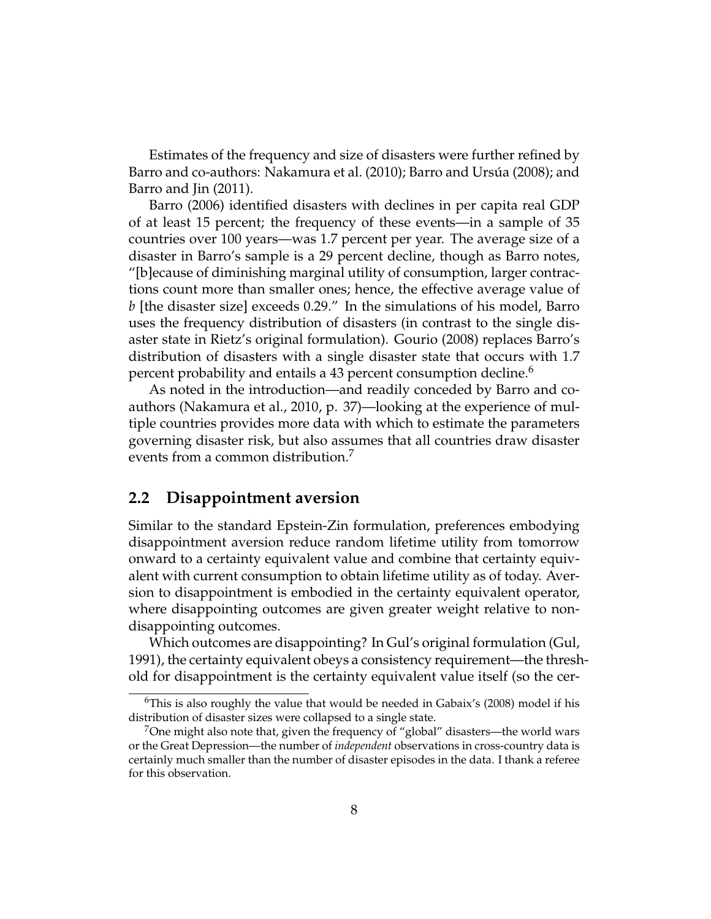Estimates of the frequency and size of disasters were further refined by Barro and co-authors: Nakamura et al. (2010); Barro and Ursúa (2008); and Barro and Jin (2011).

Barro (2006) identified disasters with declines in per capita real GDP of at least 15 percent; the frequency of these events—in a sample of 35 countries over 100 years—was 1.7 percent per year. The average size of a disaster in Barro's sample is a 29 percent decline, though as Barro notes, "[b]ecause of diminishing marginal utility of consumption, larger contractions count more than smaller ones; hence, the effective average value of $b$ [the disaster size] exceeds 0.29." In the simulations of his model, Barro uses the frequency distribution of disasters (in contrast to the single disaster state in Rietz's original formulation). Gourio (2008) replaces Barro's distribution of disasters with a single disaster state that occurs with 1.7 percent probability and entails a 43 percent consumption decline.[6]

As noted in the introduction—and readily conceded by Barro and co-authors (Nakamura et al., 2010, p. 37)—looking at the experience of multiple countries provides more data with which to estimate the parameters governing disaster risk, but also assumes that all countries draw disaster events from a common distribution.[7]

## 2.2 Disappointment aversion

Similar to the standard Epstein-Zin formulation, preferences embodying disappointment aversion reduce random lifetime utility from tomorrow onward to a certainty equivalent value and combine that certainty equivalent with current consumption to obtain lifetime utility as of today. Aversion to disappointment is embodied in the certainty equivalent operator, where disappointing outcomes are given greater weight relative to non-disappointing outcomes.

Which outcomes are disappointing? In Gul's original formulation (Gul, 1991), the certainty equivalent obeys a consistency requirement—the threshold for disappointment is the certainty equivalent value itself (so the cer-

---

[6] This is also roughly the value that would be needed in Gabaix's (2008) model if his distribution of disaster sizes were collapsed to a single state.

[7] One might also note that, given the frequency of "global" disasters—the world wars or the Great Depression—the number of *independent* observations in cross-country data is certainly much smaller than the number of disaster episodes in the data. I thank a referee for this observation.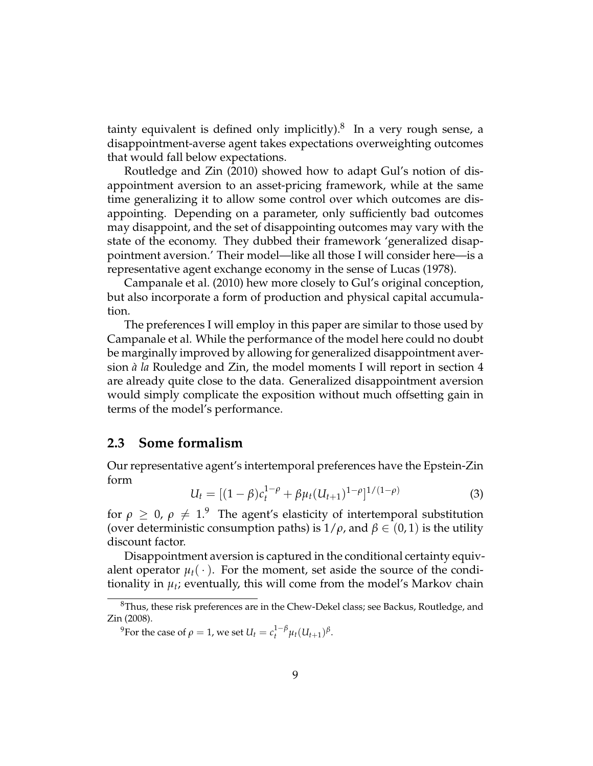tainty equivalent is defined only implicitly).[8] In a very rough sense, a disappointment-averse agent takes expectations overweighting outcomes that would fall below expectations.

Routledge and Zin (2010) showed how to adapt Gul's notion of disappointment aversion to an asset-pricing framework, while at the same time generalizing it to allow some control over which outcomes are disappointing. Depending on a parameter, only sufficiently bad outcomes may disappoint, and the set of disappointing outcomes may vary with the state of the economy. They dubbed their framework 'generalized disappointment aversion.' Their model—like all those I will consider here—is a representative agent exchange economy in the sense of Lucas (1978).

Campanale et al. (2010) hew more closely to Gul's original conception, but also incorporate a form of production and physical capital accumulation.

The preferences I will employ in this paper are similar to those used by Campanale et al. While the performance of the model here could no doubt be marginally improved by allowing for generalized disappointment aversion *à la* Rouledge and Zin, the model moments I will report in section 4 are already quite close to the data. Generalized disappointment aversion would simply complicate the exposition without much offsetting gain in terms of the model's performance.

## 2.3 Some formalism

Our representative agent's intertemporal preferences have the Epstein-Zin form

$$U_t = [(1-\beta)c_t^{1-\rho} + \beta\mu_t(U_{t+1})^{1-\rho}]^{1/(1-\rho)} \tag{3}$$

for $\rho \geq 0$, $\rho \neq 1$.[9] The agent's elasticity of intertemporal substitution (over deterministic consumption paths) is $1/\rho$, and $\beta \in (0,1)$ is the utility discount factor.

Disappointment aversion is captured in the conditional certainty equivalent operator $\mu_t(\,\cdot\,)$. For the moment, set aside the source of the conditionality in $\mu_t$; eventually, this will come from the model's Markov chain

---

[8] Thus, these risk preferences are in the Chew-Dekel class; see Backus, Routledge, and Zin (2008).

[9] For the case of $\rho = 1$, we set $U_t = c_t^{1-\beta}\mu_t(U_{t+1})^{\beta}$.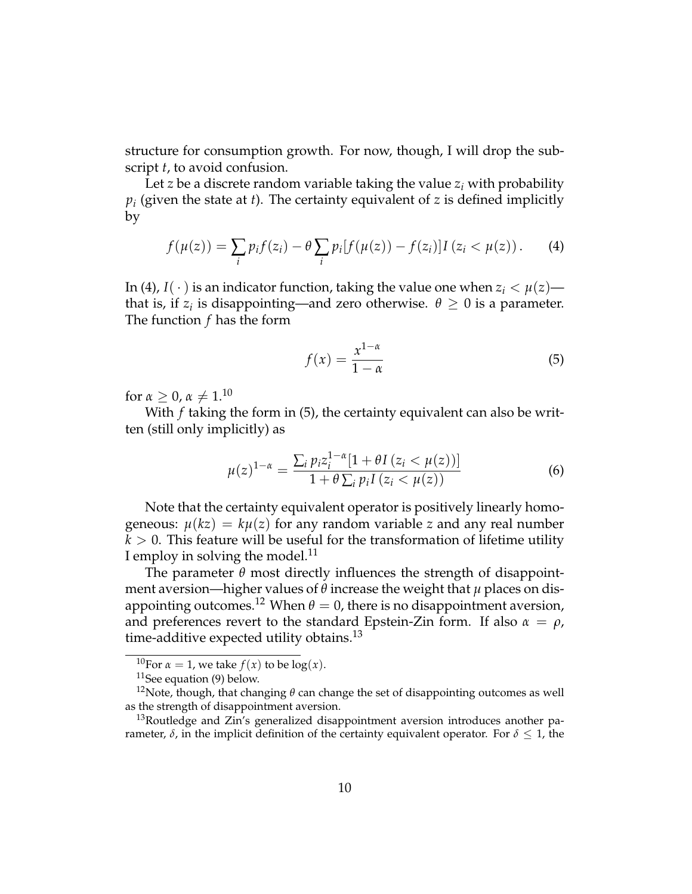structure for consumption growth. For now, though, I will drop the subscript $t$, to avoid confusion.

Let $z$ be a discrete random variable taking the value $z_i$ with probability $p_i$ (given the state at $t$). The certainty equivalent of $z$ is defined implicitly by

$$f(\mu(z)) = \sum_i p_i f(z_i) - \theta \sum_i p_i [f(\mu(z)) - f(z_i)] I(z_i < \mu(z)) . \tag{4}$$

In (4), $I(\cdot)$ is an indicator function, taking the value one when $z_i < \mu(z)$—that is, if $z_i$ is disappointing—and zero otherwise. $\theta \geq 0$ is a parameter. The function $f$ has the form

$$f(x) = \frac{x^{1-\alpha}}{1-\alpha} \tag{5}$$

for $\alpha \geq 0$, $\alpha \neq 1$.[10]

With $f$ taking the form in (5), the certainty equivalent can also be written (still only implicitly) as

$$\mu(z)^{1-\alpha} = \frac{\sum_i p_i z_i^{1-\alpha} [1 + \theta I(z_i < \mu(z))]}{1 + \theta \sum_i p_i I(z_i < \mu(z))} \tag{6}$$

Note that the certainty equivalent operator is positively linearly homogeneous: $\mu(kz) = k\mu(z)$ for any random variable $z$ and any real number $k > 0$. This feature will be useful for the transformation of lifetime utility I employ in solving the model.[11]

The parameter $\theta$ most directly influences the strength of disappointment aversion—higher values of $\theta$ increase the weight that $\mu$ places on disappointing outcomes.[12] When $\theta = 0$, there is no disappointment aversion, and preferences revert to the standard Epstein-Zin form. If also $\alpha = \rho$, time-additive expected utility obtains.[13]

---

[10] For $\alpha = 1$, we take $f(x)$ to be $\log(x)$.

[11] See equation (9) below.

[12] Note, though, that changing $\theta$ can change the set of disappointing outcomes as well as the strength of disappointment aversion.

[13] Routledge and Zin's generalized disappointment aversion introduces another parameter, $\delta$, in the implicit definition of the certainty equivalent operator. For $\delta \leq 1$, the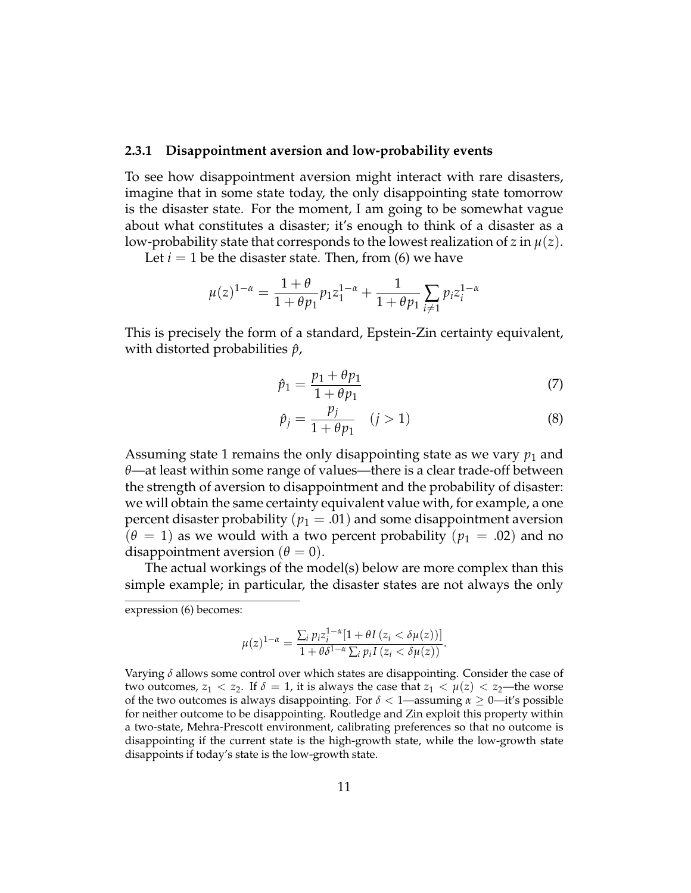### 2.3.1 Disappointment aversion and low-probability events

To see how disappointment aversion might interact with rare disasters, imagine that in some state today, the only disappointing state tomorrow is the disaster state. For the moment, I am going to be somewhat vague about what constitutes a disaster; it's enough to think of a disaster as a low-probability state that corresponds to the lowest realization of $z$ in $\mu(z)$.

Let $i = 1$ be the disaster state. Then, from (6) we have

$$\mu(z)^{1-\alpha} = \frac{1+\theta}{1+\theta p_1} p_1 z_1^{1-\alpha} + \frac{1}{1+\theta p_1} \sum_{i \neq 1} p_i z_i^{1-\alpha}$$

This is precisely the form of a standard, Epstein-Zin certainty equivalent, with distorted probabilities $\hat{p}$,

$$\hat{p}_1 = \frac{p_1 + \theta p_1}{1 + \theta p_1} \tag{7}$$

$$\hat{p}_j = \frac{p_j}{1 + \theta p_1} \quad (j > 1) \tag{8}$$

Assuming state 1 remains the only disappointing state as we vary $p_1$ and $\theta$—at least within some range of values—there is a clear trade-off between the strength of aversion to disappointment and the probability of disaster: we will obtain the same certainty equivalent value with, for example, a one percent disaster probability ($p_1 = .01$) and some disappointment aversion ($\theta = 1$) as we would with a two percent probability ($p_1 = .02$) and no disappointment aversion ($\theta = 0$).

The actual workings of the model(s) below are more complex than this simple example; in particular, the disaster states are not always the only

---

expression (6) becomes:

$$\mu(z)^{1-\alpha} = \frac{\sum_i p_i z_i^{1-\alpha} [1 + \theta I (z_i < \delta \mu(z))]}{1 + \theta \delta^{1-\alpha} \sum_i p_i I (z_i < \delta \mu(z))}.$$

Varying $\delta$ allows some control over which states are disappointing. Consider the case of two outcomes, $z_1 < z_2$. If $\delta = 1$, it is always the case that $z_1 < \mu(z) < z_2$—the worse of the two outcomes is always disappointing. For $\delta < 1$—assuming $\alpha \geq 0$—it's possible for neither outcome to be disappointing. Routledge and Zin exploit this property within a two-state, Mehra-Prescott environment, calibrating preferences so that no outcome is disappointing if the current state is the high-growth state, while the low-growth state disappoints if today's state is the low-growth state.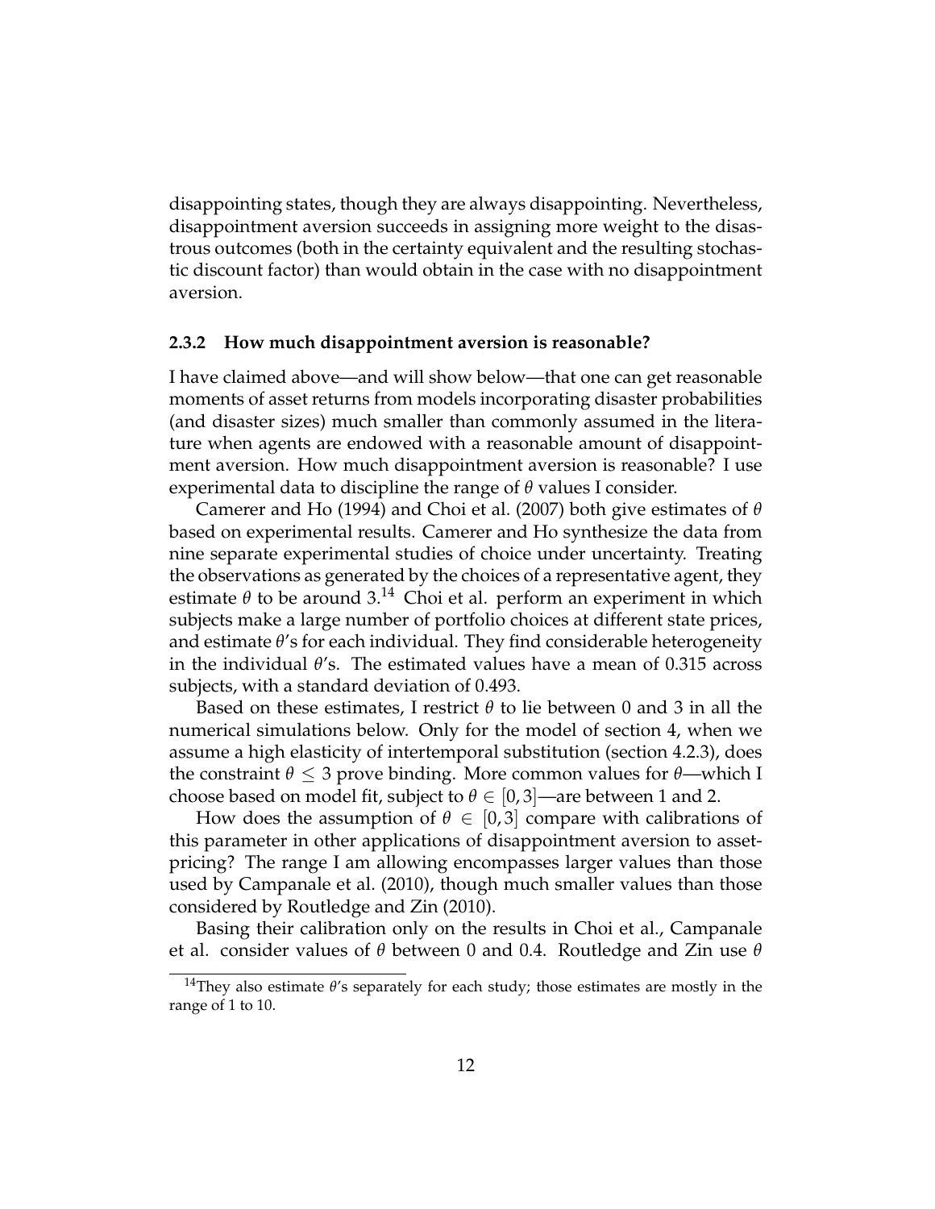disappointing states, though they are always disappointing. Nevertheless, disappointment aversion succeeds in assigning more weight to the disastrous outcomes (both in the certainty equivalent and the resulting stochastic discount factor) than would obtain in the case with no disappointment aversion.

### 2.3.2 How much disappointment aversion is reasonable?

I have claimed above—and will show below—that one can get reasonable moments of asset returns from models incorporating disaster probabilities (and disaster sizes) much smaller than commonly assumed in the literature when agents are endowed with a reasonable amount of disappointment aversion. How much disappointment aversion is reasonable? I use experimental data to discipline the range of $\theta$ values I consider.

Camerer and Ho (1994) and Choi et al. (2007) both give estimates of $\theta$ based on experimental results. Camerer and Ho synthesize the data from nine separate experimental studies of choice under uncertainty. Treating the observations as generated by the choices of a representative agent, they estimate $\theta$ to be around 3.[14] Choi et al. perform an experiment in which subjects make a large number of portfolio choices at different state prices, and estimate $\theta$'s for each individual. They find considerable heterogeneity in the individual $\theta$'s. The estimated values have a mean of 0.315 across subjects, with a standard deviation of 0.493.

Based on these estimates, I restrict $\theta$ to lie between 0 and 3 in all the numerical simulations below. Only for the model of section 4, when we assume a high elasticity of intertemporal substitution (section 4.2.3), does the constraint $\theta \leq 3$ prove binding. More common values for $\theta$—which I choose based on model fit, subject to $\theta \in [0, 3]$—are between 1 and 2.

How does the assumption of $\theta \in [0, 3]$ compare with calibrations of this parameter in other applications of disappointment aversion to asset-pricing? The range I am allowing encompasses larger values than those used by Campanale et al. (2010), though much smaller values than those considered by Routledge and Zin (2010).

Basing their calibration only on the results in Choi et al., Campanale et al. consider values of $\theta$ between 0 and 0.4. Routledge and Zin use $\theta$

[14] They also estimate $\theta$'s separately for each study; those estimates are mostly in the range of 1 to 10.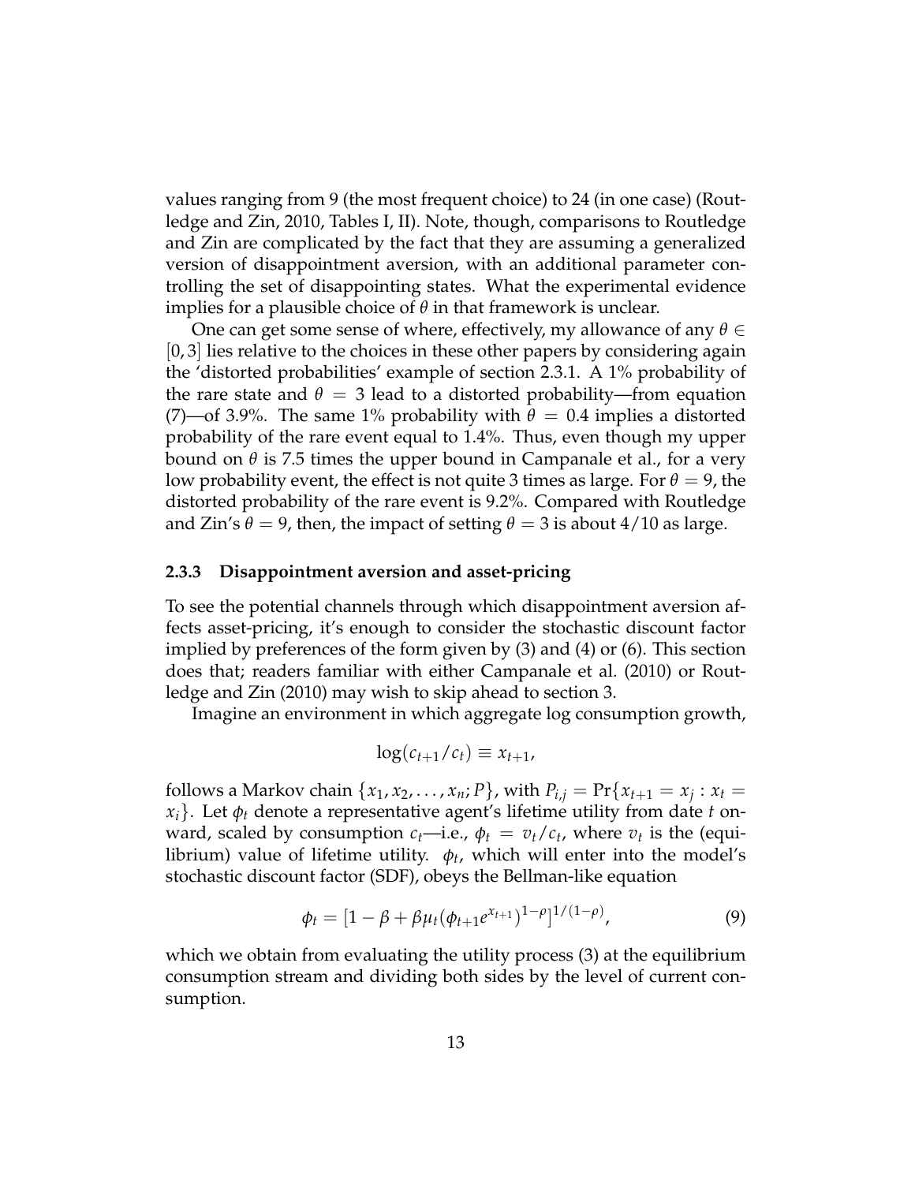values ranging from 9 (the most frequent choice) to 24 (in one case) (Routledge and Zin, 2010, Tables I, II). Note, though, comparisons to Routledge and Zin are complicated by the fact that they are assuming a generalized version of disappointment aversion, with an additional parameter controlling the set of disappointing states. What the experimental evidence implies for a plausible choice of $\theta$ in that framework is unclear.

One can get some sense of where, effectively, my allowance of any $\theta \in [0, 3]$ lies relative to the choices in these other papers by considering again the 'distorted probabilities' example of section 2.3.1. A 1% probability of the rare state and $\theta = 3$ lead to a distorted probability—from equation (7)—of 3.9%. The same 1% probability with $\theta = 0.4$ implies a distorted probability of the rare event equal to 1.4%. Thus, even though my upper bound on $\theta$ is 7.5 times the upper bound in Campanale et al., for a very low probability event, the effect is not quite 3 times as large. For $\theta = 9$, the distorted probability of the rare event is 9.2%. Compared with Routledge and Zin's $\theta = 9$, then, the impact of setting $\theta = 3$ is about $4/10$ as large.

### 2.3.3 Disappointment aversion and asset-pricing

To see the potential channels through which disappointment aversion affects asset-pricing, it's enough to consider the stochastic discount factor implied by preferences of the form given by (3) and (4) or (6). This section does that; readers familiar with either Campanale et al. (2010) or Routledge and Zin (2010) may wish to skip ahead to section 3.

Imagine an environment in which aggregate log consumption growth,

$$\log(c_{t+1}/c_t) \equiv x_{t+1},$$

follows a Markov chain $\{x_1, x_2, \ldots, x_n; P\}$, with $P_{i,j} = \Pr\{x_{t+1} = x_j : x_t = x_i\}$. Let $\phi_t$ denote a representative agent's lifetime utility from date $t$ onward, scaled by consumption $c_t$—i.e., $\phi_t = v_t/c_t$, where $v_t$ is the (equilibrium) value of lifetime utility. $\phi_t$, which will enter into the model's stochastic discount factor (SDF), obeys the Bellman-like equation

$$\phi_t = [1 - \beta + \beta\mu_t(\phi_{t+1}e^{x_{t+1}})^{1-\rho}]^{1/(1-\rho)}, \tag{9}$$

which we obtain from evaluating the utility process (3) at the equilibrium consumption stream and dividing both sides by the level of current consumption.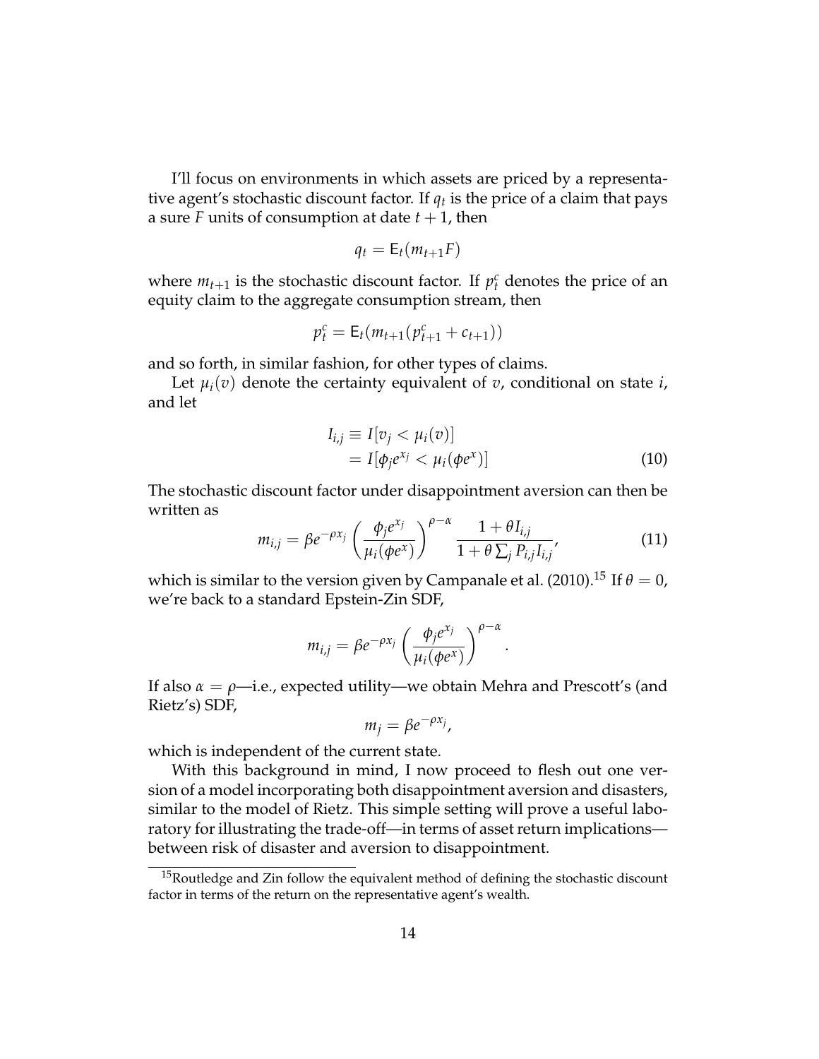I'll focus on environments in which assets are priced by a representative agent's stochastic discount factor. If $q_t$ is the price of a claim that pays a sure $F$ units of consumption at date $t+1$, then

$$q_t = \mathsf{E}_t(m_{t+1} F)$$

where $m_{t+1}$ is the stochastic discount factor. If $p_t^c$ denotes the price of an equity claim to the aggregate consumption stream, then

$$p_t^c = \mathsf{E}_t(m_{t+1}(p_{t+1}^c + c_{t+1}))$$

and so forth, in similar fashion, for other types of claims.

Let $\mu_i(v)$ denote the certainty equivalent of $v$, conditional on state $i$, and let

$$\begin{aligned} I_{i,j} &\equiv I[v_j < \mu_i(v)] \\ &= I[\phi_j e^{x_j} < \mu_i(\phi e^x)] \end{aligned} \tag{10}$$

The stochastic discount factor under disappointment aversion can then be written as

$$m_{i,j} = \beta e^{-\rho x_j} \left( \frac{\phi_j e^{x_j}}{\mu_i(\phi e^x)} \right)^{\rho - \alpha} \frac{1 + \theta I_{i,j}}{1 + \theta \sum_j P_{i,j} I_{i,j}}, \tag{11}$$

which is similar to the version given by Campanale et al. (2010).[15] If $\theta = 0$, we're back to a standard Epstein-Zin SDF,

$$m_{i,j} = \beta e^{-\rho x_j} \left( \frac{\phi_j e^{x_j}}{\mu_i(\phi e^x)} \right)^{\rho - \alpha}.$$

If also $\alpha = \rho$—i.e., expected utility—we obtain Mehra and Prescott's (and Rietz's) SDF,

$$m_j = \beta e^{-\rho x_j},$$

which is independent of the current state.

With this background in mind, I now proceed to flesh out one version of a model incorporating both disappointment aversion and disasters, similar to the model of Rietz. This simple setting will prove a useful laboratory for illustrating the trade-off—in terms of asset return implications—between risk of disaster and aversion to disappointment.

[15] Routledge and Zin follow the equivalent method of defining the stochastic discount factor in terms of the return on the representative agent's wealth.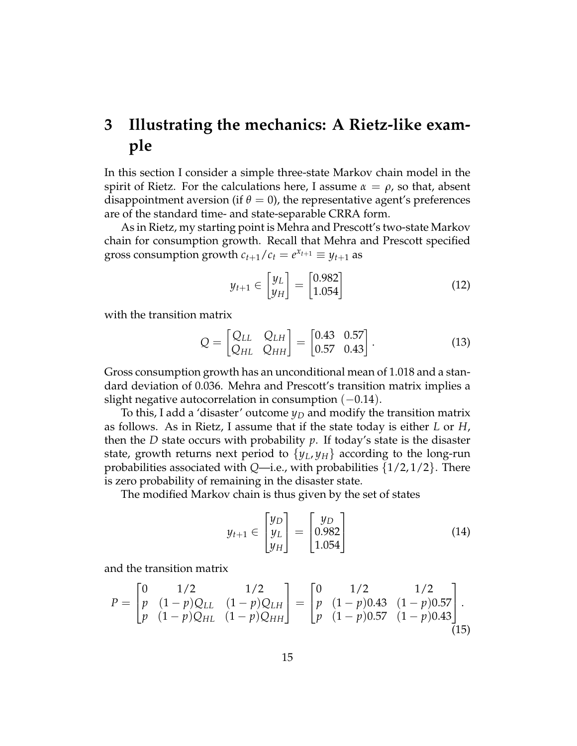# 3 Illustrating the mechanics: A Rietz-like example

In this section I consider a simple three-state Markov chain model in the spirit of Rietz. For the calculations here, I assume $\alpha = \rho$, so that, absent disappointment aversion (if $\theta = 0$), the representative agent's preferences are of the standard time- and state-separable CRRA form.

As in Rietz, my starting point is Mehra and Prescott's two-state Markov chain for consumption growth. Recall that Mehra and Prescott specified gross consumption growth $c_{t+1}/c_t = e^{x_{t+1}} \equiv y_{t+1}$ as

$$y_{t+1} \in \begin{bmatrix} y_L \\ y_H \end{bmatrix} = \begin{bmatrix} 0.982 \\ 1.054 \end{bmatrix} \tag{12}$$

with the transition matrix

$$Q = \begin{bmatrix} Q_{LL} & Q_{LH} \\ Q_{HL} & Q_{HH} \end{bmatrix} = \begin{bmatrix} 0.43 & 0.57 \\ 0.57 & 0.43 \end{bmatrix}. \tag{13}$$

Gross consumption growth has an unconditional mean of 1.018 and a standard deviation of 0.036. Mehra and Prescott's transition matrix implies a slight negative autocorrelation in consumption $(-0.14)$.

To this, I add a 'disaster' outcome $y_D$ and modify the transition matrix as follows. As in Rietz, I assume that if the state today is either $L$ or $H$, then the $D$ state occurs with probability $p$. If today's state is the disaster state, growth returns next period to $\{y_L, y_H\}$ according to the long-run probabilities associated with $Q$—i.e., with probabilities $\{1/2, 1/2\}$. There is zero probability of remaining in the disaster state.

The modified Markov chain is thus given by the set of states

$$y_{t+1} \in \begin{bmatrix} y_D \\ y_L \\ y_H \end{bmatrix} = \begin{bmatrix} y_D \\ 0.982 \\ 1.054 \end{bmatrix} \tag{14}$$

and the transition matrix

$$P = \begin{bmatrix} 0 & 1/2 & 1/2 \\ p & (1-p)Q_{LL} & (1-p)Q_{LH} \\ p & (1-p)Q_{HL} & (1-p)Q_{HH} \end{bmatrix} = \begin{bmatrix} 0 & 1/2 & 1/2 \\ p & (1-p)0.43 & (1-p)0.57 \\ p & (1-p)0.57 & (1-p)0.43 \end{bmatrix}. \tag{15}$$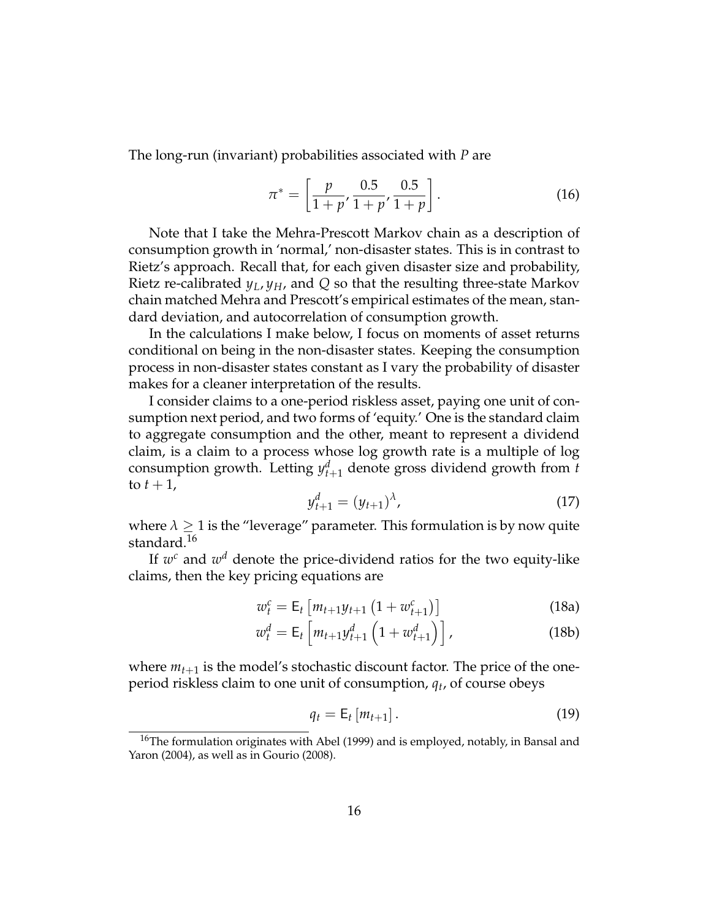The long-run (invariant) probabilities associated with $P$ are

$$\pi^* = \left[ \frac{p}{1+p}, \frac{0.5}{1+p}, \frac{0.5}{1+p} \right]. \tag{16}$$

Note that I take the Mehra-Prescott Markov chain as a description of consumption growth in 'normal,' non-disaster states. This is in contrast to Rietz's approach. Recall that, for each given disaster size and probability, Rietz re-calibrated $y_L, y_H$, and $Q$ so that the resulting three-state Markov chain matched Mehra and Prescott's empirical estimates of the mean, standard deviation, and autocorrelation of consumption growth.

In the calculations I make below, I focus on moments of asset returns conditional on being in the non-disaster states. Keeping the consumption process in non-disaster states constant as I vary the probability of disaster makes for a cleaner interpretation of the results.

I consider claims to a one-period riskless asset, paying one unit of consumption next period, and two forms of 'equity.' One is the standard claim to aggregate consumption and the other, meant to represent a dividend claim, is a claim to a process whose log growth rate is a multiple of log consumption growth. Letting $y^d_{t+1}$ denote gross dividend growth from $t$ to $t+1$,

$$y^d_{t+1} = (y_{t+1})^{\lambda}, \tag{17}$$

where $\lambda \geq 1$ is the "leverage" parameter. This formulation is by now quite standard.[16]

If $w^c$ and $w^d$ denote the price-dividend ratios for the two equity-like claims, then the key pricing equations are

$$w^c_t = \mathsf{E}_t \left[ m_{t+1} y_{t+1} \left( 1 + w^c_{t+1} \right) \right] \tag{18a}$$

$$w^d_t = \mathsf{E}_t \left[ m_{t+1} y^d_{t+1} \left( 1 + w^d_{t+1} \right) \right], \tag{18b}$$

where $m_{t+1}$ is the model's stochastic discount factor. The price of the one-period riskless claim to one unit of consumption, $q_t$, of course obeys

$$q_t = \mathsf{E}_t \left[ m_{t+1} \right]. \tag{19}$$

[16] The formulation originates with Abel (1999) and is employed, notably, in Bansal and Yaron (2004), as well as in Gourio (2008).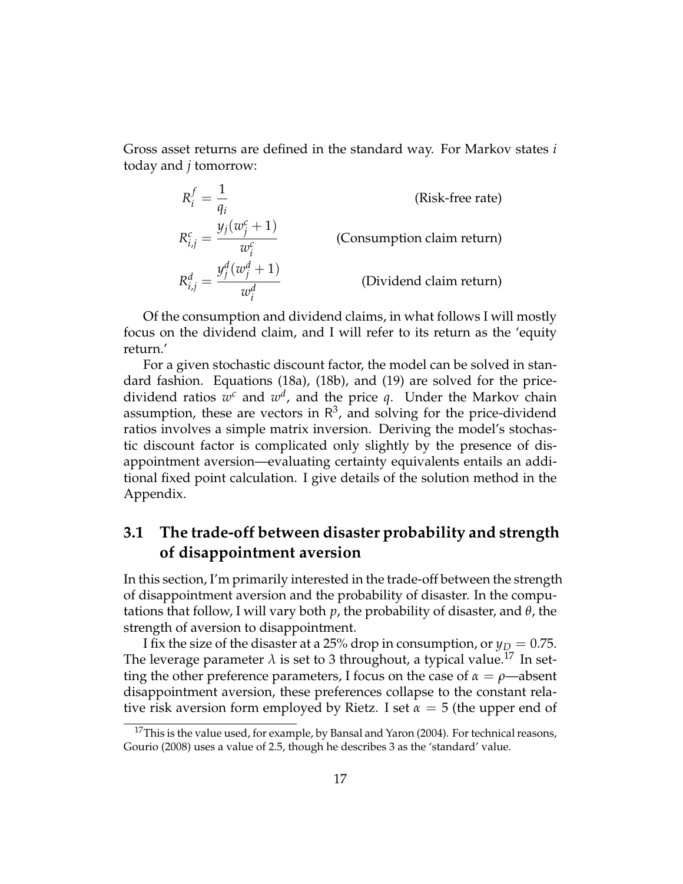Gross asset returns are defined in the standard way. For Markov states $i$ today and $j$ tomorrow:

$$R_i^f = \frac{1}{q_i} \qquad \text{(Risk-free rate)}$$

$$R_{i,j}^c = \frac{y_j(w_j^c + 1)}{w_i^c} \qquad \text{(Consumption claim return)}$$

$$R_{i,j}^d = \frac{y_j^d(w_j^d + 1)}{w_i^d} \qquad \text{(Dividend claim return)}$$

Of the consumption and dividend claims, in what follows I will mostly focus on the dividend claim, and I will refer to its return as the 'equity return.'

For a given stochastic discount factor, the model can be solved in standard fashion. Equations (18a), (18b), and (19) are solved for the price-dividend ratios $w^c$ and $w^d$, and the price $q$. Under the Markov chain assumption, these are vectors in $\mathsf{R}^3$, and solving for the price-dividend ratios involves a simple matrix inversion. Deriving the model's stochastic discount factor is complicated only slightly by the presence of disappointment aversion—evaluating certainty equivalents entails an additional fixed point calculation. I give details of the solution method in the Appendix.

## 3.1 The trade-off between disaster probability and strength of disappointment aversion

In this section, I'm primarily interested in the trade-off between the strength of disappointment aversion and the probability of disaster. In the computations that follow, I will vary both $p$, the probability of disaster, and $\theta$, the strength of aversion to disappointment.

I fix the size of the disaster at a 25% drop in consumption, or $y_D = 0.75$. The leverage parameter $\lambda$ is set to 3 throughout, a typical value.[17] In setting the other preference parameters, I focus on the case of $\alpha = \rho$—absent disappointment aversion, these preferences collapse to the constant relative risk aversion form employed by Rietz. I set $\alpha = 5$ (the upper end of

[17] This is the value used, for example, by Bansal and Yaron (2004). For technical reasons, Gourio (2008) uses a value of 2.5, though he describes 3 as the 'standard' value.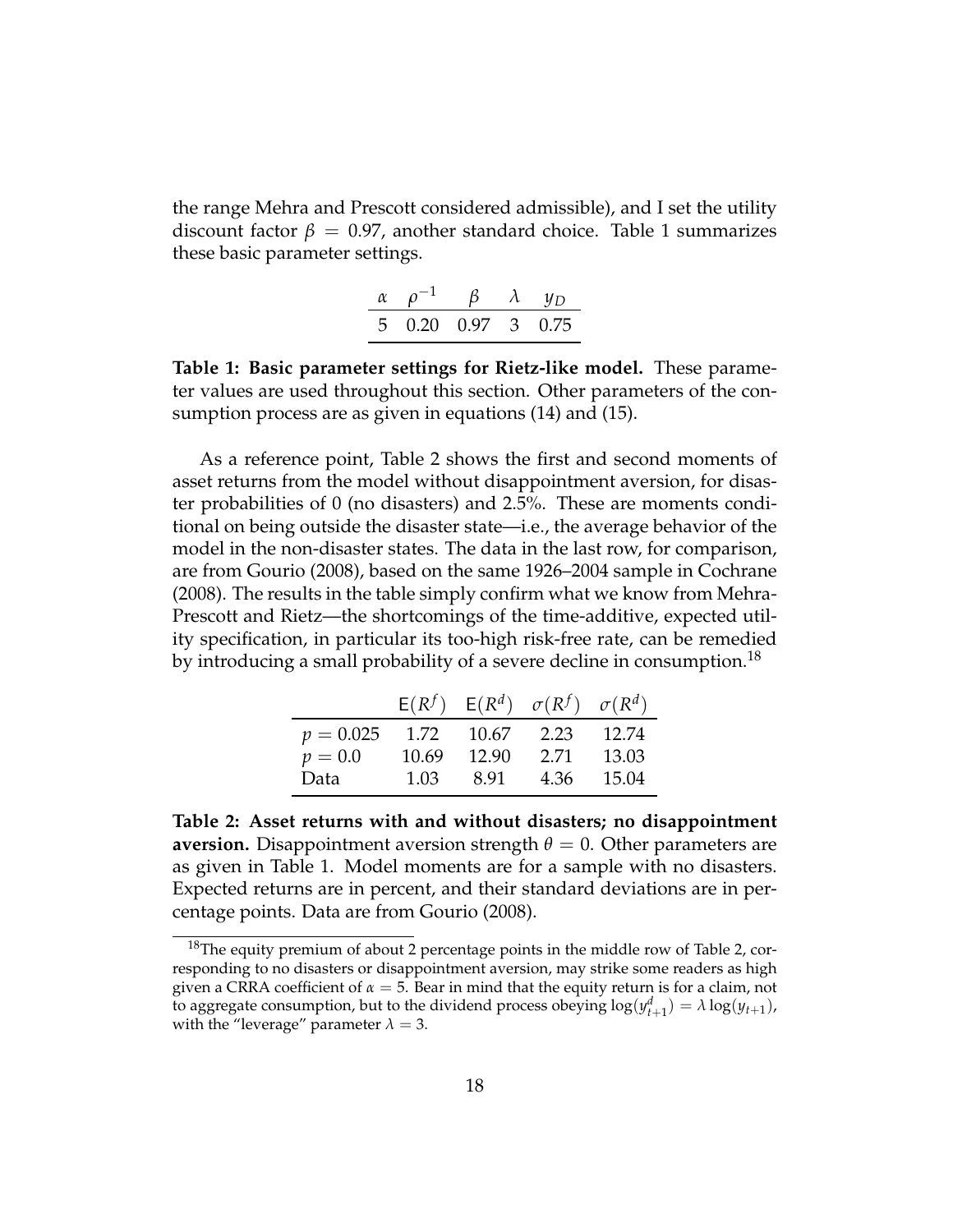the range Mehra and Prescott considered admissible), and I set the utility discount factor $\beta = 0.97$, another standard choice. Table 1 summarizes these basic parameter settings.

| $\alpha$ | $\rho^{-1}$ | $\beta$ | $\lambda$ | $y_D$ |
|---|---|---|---|---|
| 5 | 0.20 | 0.97 | 3 | 0.75 |

**Table 1: Basic parameter settings for Rietz-like model.** These parameter values are used throughout this section. Other parameters of the consumption process are as given in equations (14) and (15).

As a reference point, Table 2 shows the first and second moments of asset returns from the model without disappointment aversion, for disaster probabilities of 0 (no disasters) and 2.5%. These are moments conditional on being outside the disaster state—i.e., the average behavior of the model in the non-disaster states. The data in the last row, for comparison, are from Gourio (2008), based on the same 1926–2004 sample in Cochrane (2008). The results in the table simply confirm what we know from Mehra-Prescott and Rietz—the shortcomings of the time-additive, expected utility specification, in particular its too-high risk-free rate, can be remedied by introducing a small probability of a severe decline in consumption.[18]

| | $\mathsf{E}(R^f)$ | $\mathsf{E}(R^d)$ | $\sigma(R^f)$ | $\sigma(R^d)$ |
|---|---|---|---|---|
| $p = 0.025$ | 1.72 | 10.67 | 2.23 | 12.74 |
| $p = 0.0$ | 10.69 | 12.90 | 2.71 | 13.03 |
| Data | 1.03 | 8.91 | 4.36 | 15.04 |

**Table 2: Asset returns with and without disasters; no disappointment aversion.** Disappointment aversion strength $\theta = 0$. Other parameters are as given in Table 1. Model moments are for a sample with no disasters. Expected returns are in percent, and their standard deviations are in percentage points. Data are from Gourio (2008).

[18] The equity premium of about 2 percentage points in the middle row of Table 2, corresponding to no disasters or disappointment aversion, may strike some readers as high given a CRRA coefficient of $\alpha = 5$. Bear in mind that the equity return is for a claim, not to aggregate consumption, but to the dividend process obeying $\log(y^d_{t+1}) = \lambda \log(y_{t+1})$, with the "leverage" parameter $\lambda = 3$.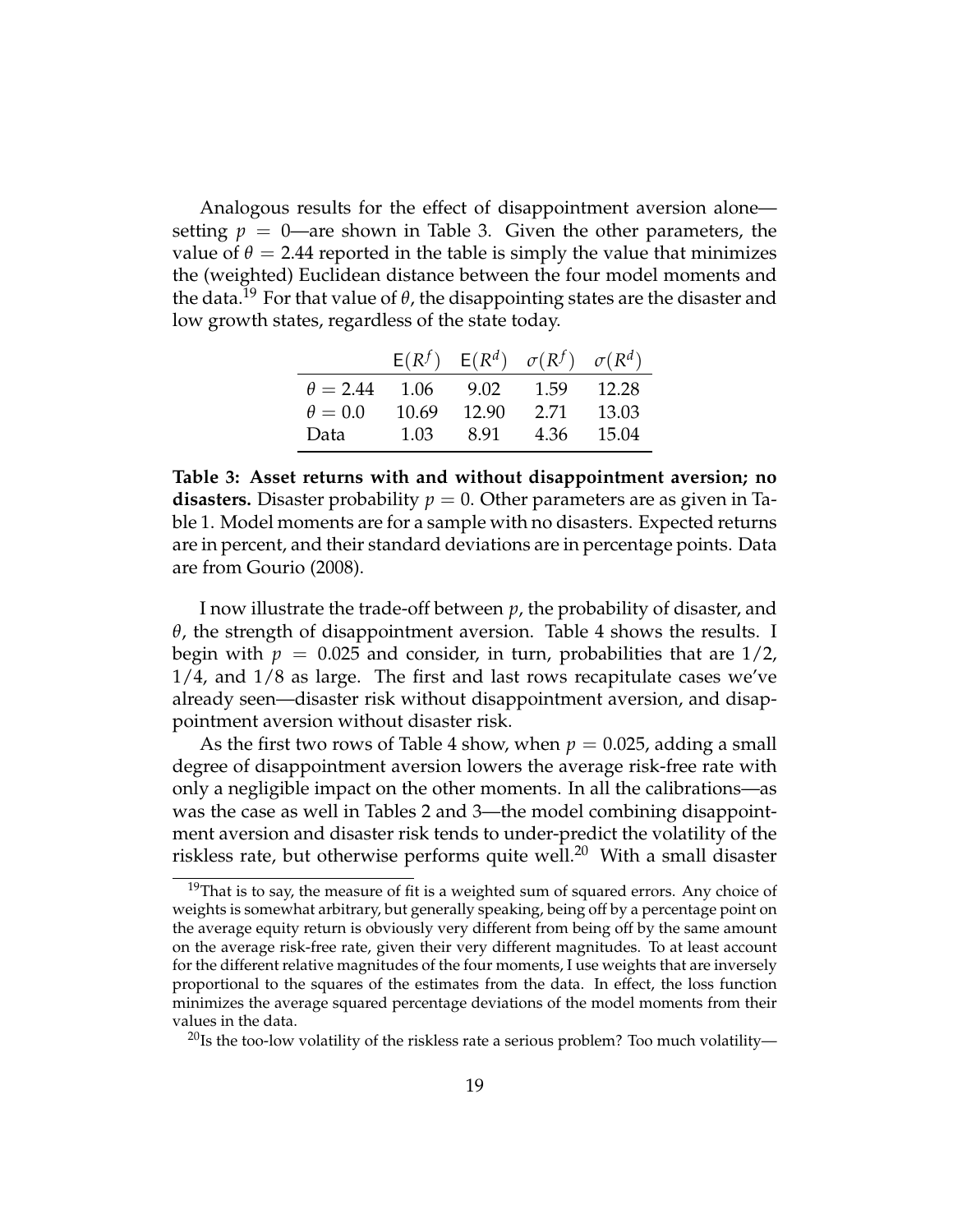Analogous results for the effect of disappointment aversion alone—setting $p = 0$—are shown in Table 3. Given the other parameters, the value of $\theta = 2.44$ reported in the table is simply the value that minimizes the (weighted) Euclidean distance between the four model moments and the data.[19] For that value of $\theta$, the disappointing states are the disaster and low growth states, regardless of the state today.

| | $\mathsf{E}(R^f)$ | $\mathsf{E}(R^d)$ | $\sigma(R^f)$ | $\sigma(R^d)$ |
|---|---|---|---|---|
| $\theta = 2.44$ | 1.06 | 9.02 | 1.59 | 12.28 |
| $\theta = 0.0$ | 10.69 | 12.90 | 2.71 | 13.03 |
| Data | 1.03 | 8.91 | 4.36 | 15.04 |

**Table 3: Asset returns with and without disappointment aversion; no disasters.** Disaster probability $p = 0$. Other parameters are as given in Table 1. Model moments are for a sample with no disasters. Expected returns are in percent, and their standard deviations are in percentage points. Data are from Gourio (2008).

I now illustrate the trade-off between $p$, the probability of disaster, and $\theta$, the strength of disappointment aversion. Table 4 shows the results. I begin with $p = 0.025$ and consider, in turn, probabilities that are 1/2, 1/4, and 1/8 as large. The first and last rows recapitulate cases we've already seen—disaster risk without disappointment aversion, and disappointment aversion without disaster risk.

As the first two rows of Table 4 show, when $p = 0.025$, adding a small degree of disappointment aversion lowers the average risk-free rate with only a negligible impact on the other moments. In all the calibrations—as was the case as well in Tables 2 and 3—the model combining disappointment aversion and disaster risk tends to under-predict the volatility of the riskless rate, but otherwise performs quite well.[20] With a small disaster

[19] That is to say, the measure of fit is a weighted sum of squared errors. Any choice of weights is somewhat arbitrary, but generally speaking, being off by a percentage point on the average equity return is obviously very different from being off by the same amount on the average risk-free rate, given their very different magnitudes. To at least account for the different relative magnitudes of the four moments, I use weights that are inversely proportional to the squares of the estimates from the data. In effect, the loss function minimizes the average squared percentage deviations of the model moments from their values in the data.

[20] Is the too-low volatility of the riskless rate a serious problem? Too much volatility—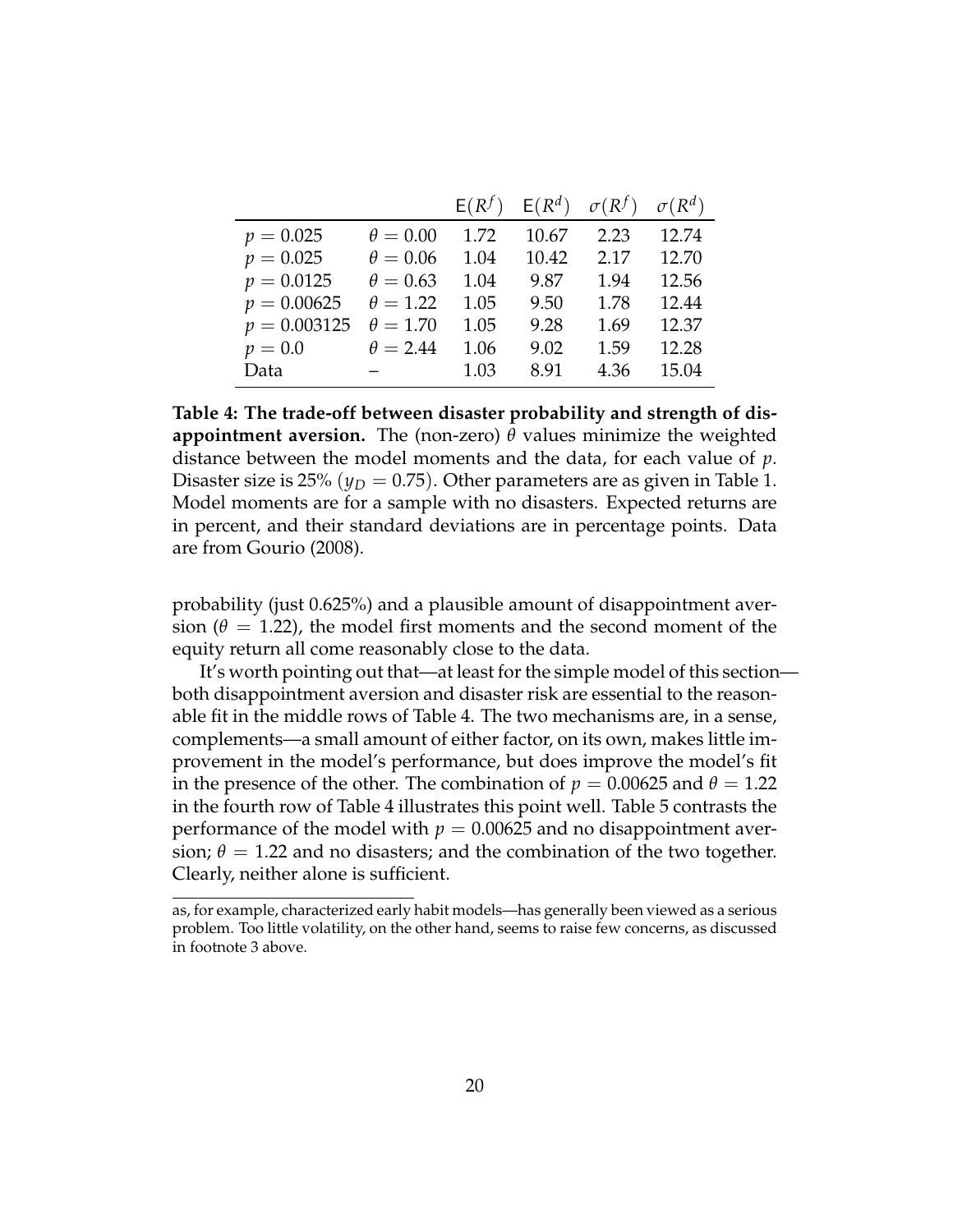| | | $\mathsf{E}(R^f)$ | $\mathsf{E}(R^d)$ | $\sigma(R^f)$ | $\sigma(R^d)$ |
|---|---|---|---|---|---|
| $p = 0.025$ | $\theta = 0.00$ | 1.72 | 10.67 | 2.23 | 12.74 |
| $p = 0.025$ | $\theta = 0.06$ | 1.04 | 10.42 | 2.17 | 12.70 |
| $p = 0.0125$ | $\theta = 0.63$ | 1.04 | 9.87 | 1.94 | 12.56 |
| $p = 0.00625$ | $\theta = 1.22$ | 1.05 | 9.50 | 1.78 | 12.44 |
| $p = 0.003125$ | $\theta = 1.70$ | 1.05 | 9.28 | 1.69 | 12.37 |
| $p = 0.0$ | $\theta = 2.44$ | 1.06 | 9.02 | 1.59 | 12.28 |
| Data | – | 1.03 | 8.91 | 4.36 | 15.04 |

**Table 4: The trade-off between disaster probability and strength of disappointment aversion.** The (non-zero) $\theta$ values minimize the weighted distance between the model moments and the data, for each value of $p$. Disaster size is 25% ($y_D = 0.75$). Other parameters are as given in Table 1. Model moments are for a sample with no disasters. Expected returns are in percent, and their standard deviations are in percentage points. Data are from Gourio (2008).

probability (just 0.625%) and a plausible amount of disappointment aversion ($\theta = 1.22$), the model first moments and the second moment of the equity return all come reasonably close to the data.

It's worth pointing out that—at least for the simple model of this section—both disappointment aversion and disaster risk are essential to the reasonable fit in the middle rows of Table 4. The two mechanisms are, in a sense, complements—a small amount of either factor, on its own, makes little improvement in the model's performance, but does improve the model's fit in the presence of the other. The combination of $p = 0.00625$ and $\theta = 1.22$ in the fourth row of Table 4 illustrates this point well. Table 5 contrasts the performance of the model with $p = 0.00625$ and no disappointment aversion; $\theta = 1.22$ and no disasters; and the combination of the two together. Clearly, neither alone is sufficient.

---

as, for example, characterized early habit models—has generally been viewed as a serious problem. Too little volatility, on the other hand, seems to raise few concerns, as discussed in footnote 3 above.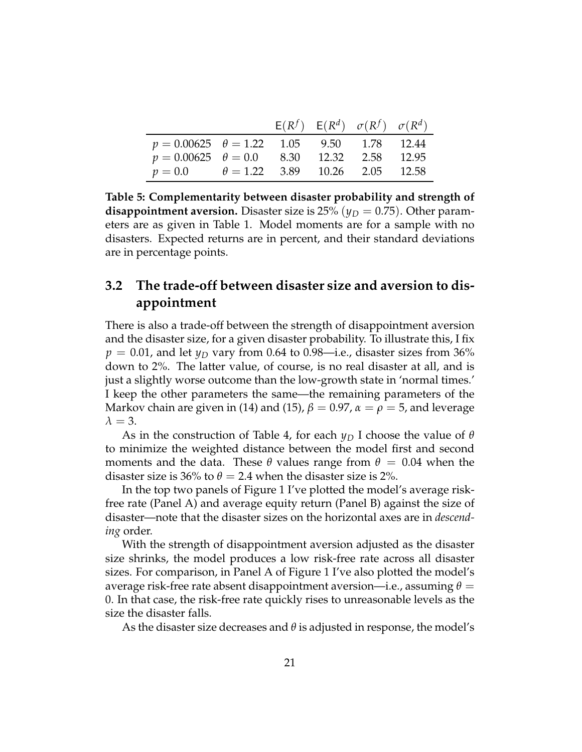| | | $\mathsf{E}(R^f)$ | $\mathsf{E}(R^d)$ | $\sigma(R^f)$ | $\sigma(R^d)$ |
|---|---|---|---|---|---|
| $p = 0.00625$ | $\theta = 1.22$ | 1.05 | 9.50 | 1.78 | 12.44 |
| $p = 0.00625$ | $\theta = 0.0$ | 8.30 | 12.32 | 2.58 | 12.95 |
| $p = 0.0$ | $\theta = 1.22$ | 3.89 | 10.26 | 2.05 | 12.58 |

**Table 5: Complementarity between disaster probability and strength of disappointment aversion.** Disaster size is 25% ($y_D = 0.75$). Other parameters are as given in Table 1. Model moments are for a sample with no disasters. Expected returns are in percent, and their standard deviations are in percentage points.

## 3.2 The trade-off between disaster size and aversion to disappointment

There is also a trade-off between the strength of disappointment aversion and the disaster size, for a given disaster probability. To illustrate this, I fix $p = 0.01$, and let $y_D$ vary from 0.64 to 0.98—i.e., disaster sizes from 36% down to 2%. The latter value, of course, is no real disaster at all, and is just a slightly worse outcome than the low-growth state in 'normal times.' I keep the other parameters the same—the remaining parameters of the Markov chain are given in (14) and (15), $\beta = 0.97$, $\alpha = \rho = 5$, and leverage $\lambda = 3$.

As in the construction of Table 4, for each $y_D$ I choose the value of $\theta$ to minimize the weighted distance between the model first and second moments and the data. These $\theta$ values range from $\theta = 0.04$ when the disaster size is 36% to $\theta = 2.4$ when the disaster size is 2%.

In the top two panels of Figure 1 I've plotted the model's average risk-free rate (Panel A) and average equity return (Panel B) against the size of disaster—note that the disaster sizes on the horizontal axes are in *descending* order.

With the strength of disappointment aversion adjusted as the disaster size shrinks, the model produces a low risk-free rate across all disaster sizes. For comparison, in Panel A of Figure 1 I've also plotted the model's average risk-free rate absent disappointment aversion—i.e., assuming $\theta = 0$. In that case, the risk-free rate quickly rises to unreasonable levels as the size the disaster falls.

As the disaster size decreases and $\theta$ is adjusted in response, the model's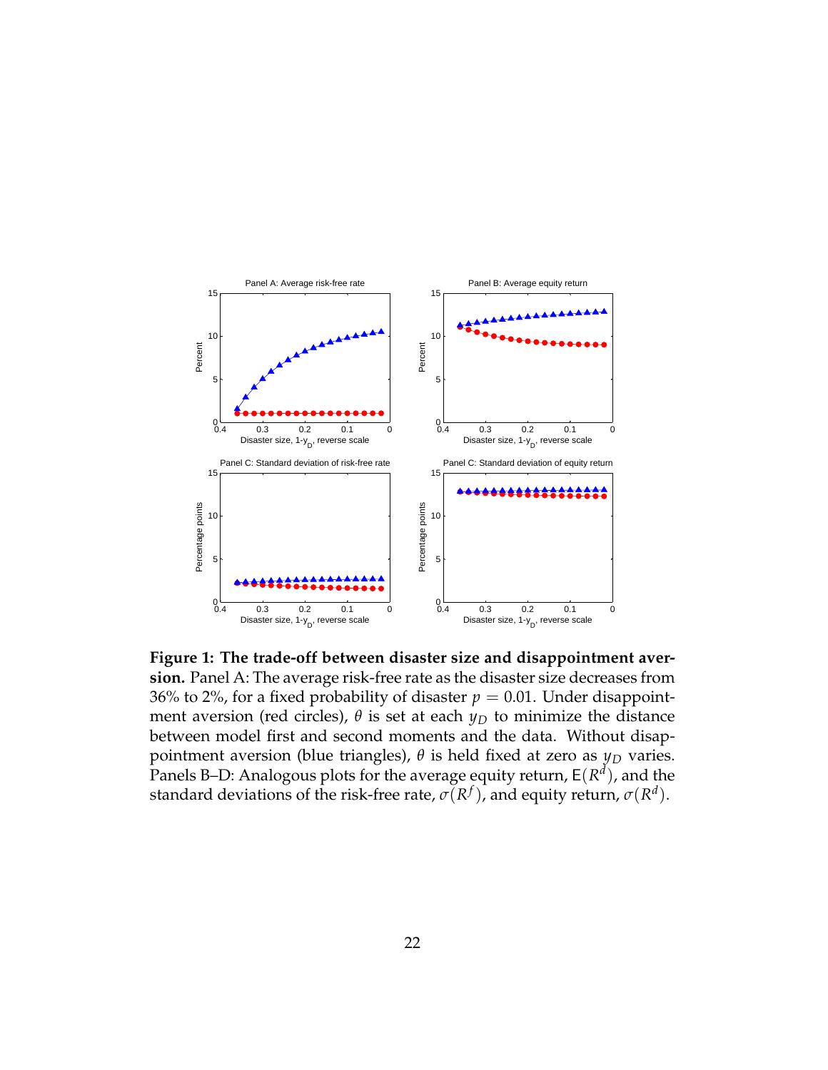**Figure 1: The trade-off between disaster size and disappointment aversion.** Panel A: The average risk-free rate as the disaster size decreases from 36% to 2%, for a fixed probability of disaster $p = 0.01$. Under disappointment aversion (red circles), $\theta$ is set at each $y_D$ to minimize the distance between model first and second moments and the data. Without disappointment aversion (blue triangles), $\theta$ is held fixed at zero as $y_D$ varies. Panels B–D: Analogous plots for the average equity return, $\mathsf{E}(R^d)$, and the standard deviations of the risk-free rate, $\sigma(R^f)$, and equity return, $\sigma(R^d)$.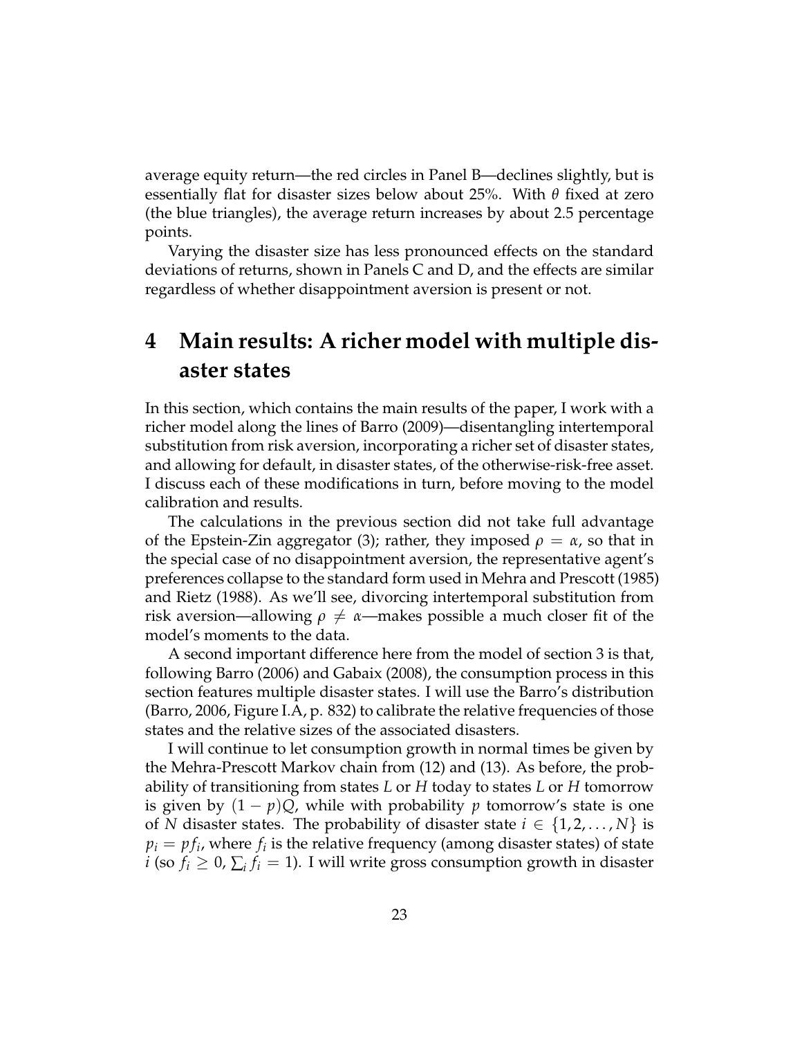average equity return—the red circles in Panel B—declines slightly, but is essentially flat for disaster sizes below about 25%. With $\theta$ fixed at zero (the blue triangles), the average return increases by about 2.5 percentage points.

Varying the disaster size has less pronounced effects on the standard deviations of returns, shown in Panels C and D, and the effects are similar regardless of whether disappointment aversion is present or not.

# 4 Main results: A richer model with multiple disaster states

In this section, which contains the main results of the paper, I work with a richer model along the lines of Barro (2009)—disentangling intertemporal substitution from risk aversion, incorporating a richer set of disaster states, and allowing for default, in disaster states, of the otherwise-risk-free asset. I discuss each of these modifications in turn, before moving to the model calibration and results.

The calculations in the previous section did not take full advantage of the Epstein-Zin aggregator (3); rather, they imposed $\rho = \alpha$, so that in the special case of no disappointment aversion, the representative agent's preferences collapse to the standard form used in Mehra and Prescott (1985) and Rietz (1988). As we'll see, divorcing intertemporal substitution from risk aversion—allowing $\rho \neq \alpha$—makes possible a much closer fit of the model's moments to the data.

A second important difference here from the model of section 3 is that, following Barro (2006) and Gabaix (2008), the consumption process in this section features multiple disaster states. I will use the Barro's distribution (Barro, 2006, Figure I.A, p. 832) to calibrate the relative frequencies of those states and the relative sizes of the associated disasters.

I will continue to let consumption growth in normal times be given by the Mehra-Prescott Markov chain from (12) and (13). As before, the probability of transitioning from states $L$ or $H$ today to states $L$ or $H$ tomorrow is given by $(1 - p)Q$, while with probability $p$ tomorrow's state is one of $N$ disaster states. The probability of disaster state $i \in \{1, 2, \ldots, N\}$ is $p_i = pf_i$, where $f_i$ is the relative frequency (among disaster states) of state $i$ (so $f_i \geq 0$, $\sum_i f_i = 1$). I will write gross consumption growth in disaster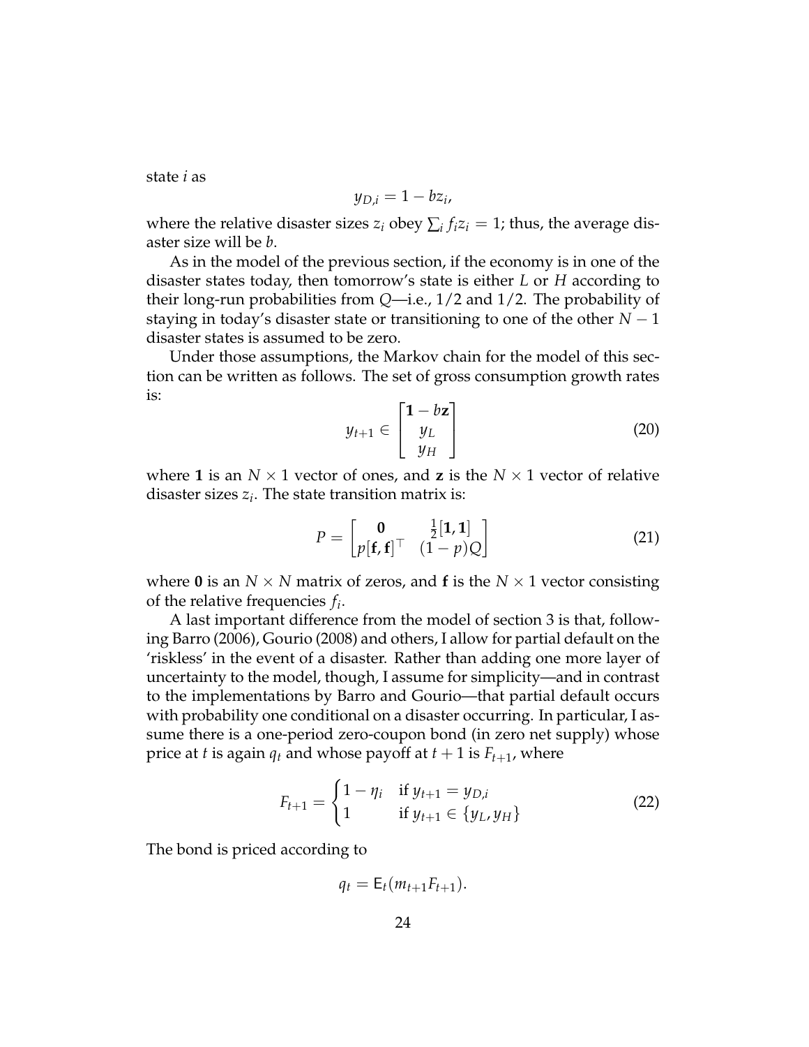state $i$ as

$$y_{D,i} = 1 - bz_i,$$

where the relative disaster sizes $z_i$ obey $\sum_i f_i z_i = 1$; thus, the average disaster size will be $b$.

As in the model of the previous section, if the economy is in one of the disaster states today, then tomorrow's state is either $L$ or $H$ according to their long-run probabilities from $Q$—i.e., $1/2$ and $1/2$. The probability of staying in today's disaster state or transitioning to one of the other $N - 1$ disaster states is assumed to be zero.

Under those assumptions, the Markov chain for the model of this section can be written as follows. The set of gross consumption growth rates is:

$$y_{t+1} \in \begin{bmatrix} \mathbf{1} - b\mathbf{z} \\ y_L \\ y_H \end{bmatrix} \tag{20}$$

where $\mathbf{1}$ is an $N \times 1$ vector of ones, and $\mathbf{z}$ is the $N \times 1$ vector of relative disaster sizes $z_i$. The state transition matrix is:

$$P = \begin{bmatrix} \mathbf{0} & \frac{1}{2}[\mathbf{1}, \mathbf{1}] \\ p[\mathbf{f}, \mathbf{f}]^\top & (1-p)Q \end{bmatrix} \tag{21}$$

where $\mathbf{0}$ is an $N \times N$ matrix of zeros, and $\mathbf{f}$ is the $N \times 1$ vector consisting of the relative frequencies $f_i$.

A last important difference from the model of section 3 is that, following Barro (2006), Gourio (2008) and others, I allow for partial default on the 'riskless' in the event of a disaster. Rather than adding one more layer of uncertainty to the model, though, I assume for simplicity—and in contrast to the implementations by Barro and Gourio—that partial default occurs with probability one conditional on a disaster occurring. In particular, I assume there is a one-period zero-coupon bond (in zero net supply) whose price at $t$ is again $q_t$ and whose payoff at $t + 1$ is $F_{t+1}$, where

$$F_{t+1} = \begin{cases} 1 - \eta_i & \text{if } y_{t+1} = y_{D,i} \\ 1 & \text{if } y_{t+1} \in \{y_L, y_H\} \end{cases} \tag{22}$$

The bond is priced according to

$$q_t = \mathsf{E}_t(m_{t+1} F_{t+1}).$$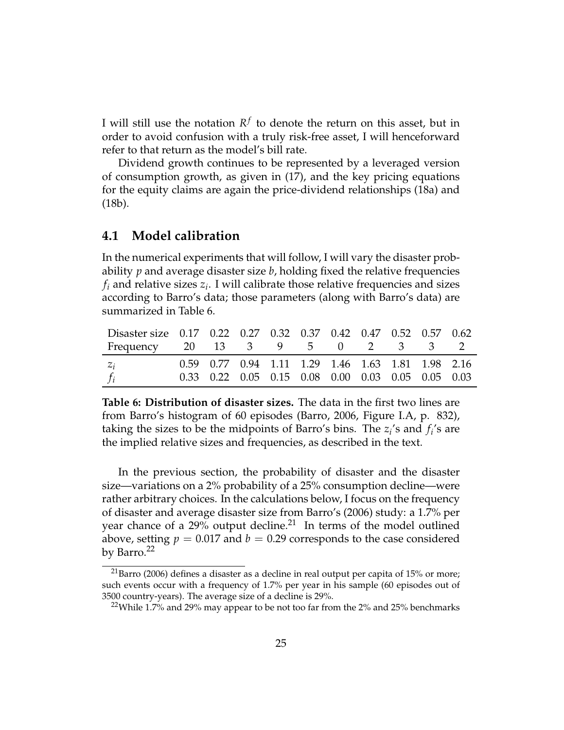I will still use the notation $R^f$ to denote the return on this asset, but in order to avoid confusion with a truly risk-free asset, I will henceforward refer to that return as the model's bill rate.

Dividend growth continues to be represented by a leveraged version of consumption growth, as given in (17), and the key pricing equations for the equity claims are again the price-dividend relationships (18a) and (18b).

## 4.1 Model calibration

In the numerical experiments that will follow, I will vary the disaster probability $p$ and average disaster size $b$, holding fixed the relative frequencies $f_i$ and relative sizes $z_i$. I will calibrate those relative frequencies and sizes according to Barro's data; those parameters (along with Barro's data) are summarized in Table 6.

| Disaster size | 0.17 | 0.22 | 0.27 | 0.32 | 0.37 | 0.42 | 0.47 | 0.52 | 0.57 | 0.62 |
|---|---|---|---|---|---|---|---|---|---|---|
| Frequency | 20 | 13 | 3 | 9 | 5 | 0 | 2 | 3 | 3 | 2 |
| $z_i$ | 0.59 | 0.77 | 0.94 | 1.11 | 1.29 | 1.46 | 1.63 | 1.81 | 1.98 | 2.16 |
| $f_i$ | 0.33 | 0.22 | 0.05 | 0.15 | 0.08 | 0.00 | 0.03 | 0.05 | 0.05 | 0.03 |

**Table 6: Distribution of disaster sizes.** The data in the first two lines are from Barro's histogram of 60 episodes (Barro, 2006, Figure I.A, p. 832), taking the sizes to be the midpoints of Barro's bins. The $z_i$'s and $f_i$'s are the implied relative sizes and frequencies, as described in the text.

In the previous section, the probability of disaster and the disaster size—variations on a 2% probability of a 25% consumption decline—were rather arbitrary choices. In the calculations below, I focus on the frequency of disaster and average disaster size from Barro's (2006) study: a 1.7% per year chance of a 29% output decline.[21] In terms of the model outlined above, setting $p = 0.017$ and $b = 0.29$ corresponds to the case considered by Barro.[22]

[21] Barro (2006) defines a disaster as a decline in real output per capita of 15% or more; such events occur with a frequency of 1.7% per year in his sample (60 episodes out of 3500 country-years). The average size of a decline is 29%.

[22] While 1.7% and 29% may appear to be not too far from the 2% and 25% benchmarks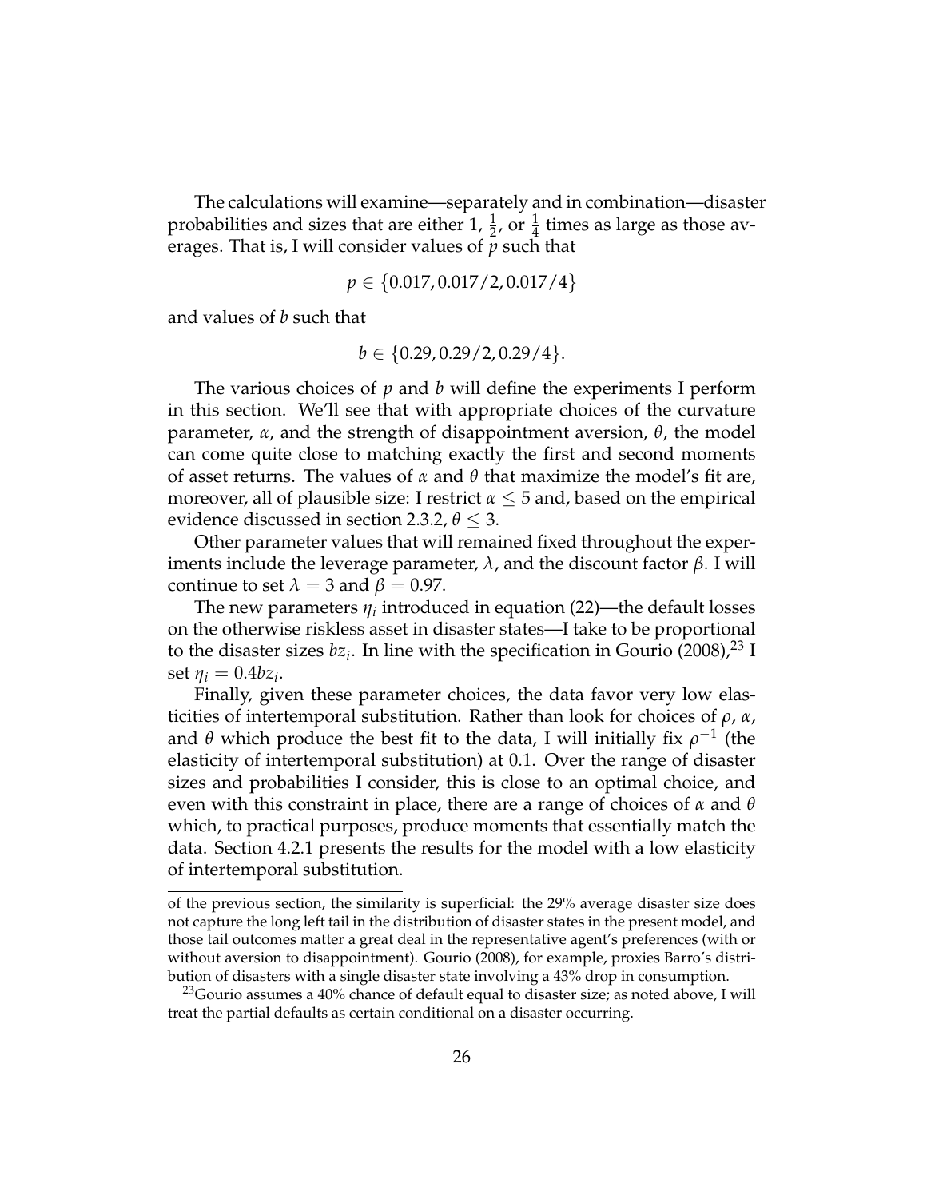The calculations will examine—separately and in combination—disaster probabilities and sizes that are either 1, $\frac{1}{2}$, or $\frac{1}{4}$ times as large as those averages. That is, I will consider values of $p$ such that

$$p \in \{0.017, 0.017/2, 0.017/4\}$$

and values of $b$ such that

$$b \in \{0.29, 0.29/2, 0.29/4\}.$$

The various choices of $p$ and $b$ will define the experiments I perform in this section. We'll see that with appropriate choices of the curvature parameter, $\alpha$, and the strength of disappointment aversion, $\theta$, the model can come quite close to matching exactly the first and second moments of asset returns. The values of $\alpha$ and $\theta$ that maximize the model's fit are, moreover, all of plausible size: I restrict $\alpha \leq 5$ and, based on the empirical evidence discussed in section 2.3.2, $\theta \leq 3$.

Other parameter values that will remained fixed throughout the experiments include the leverage parameter, $\lambda$, and the discount factor $\beta$. I will continue to set $\lambda = 3$ and $\beta = 0.97$.

The new parameters $\eta_i$ introduced in equation (22)—the default losses on the otherwise riskless asset in disaster states—I take to be proportional to the disaster sizes $bz_i$. In line with the specification in Gourio (2008),[23] I set $\eta_i = 0.4bz_i$.

Finally, given these parameter choices, the data favor very low elasticities of intertemporal substitution. Rather than look for choices of $\rho$, $\alpha$, and $\theta$ which produce the best fit to the data, I will initially fix $\rho^{-1}$ (the elasticity of intertemporal substitution) at 0.1. Over the range of disaster sizes and probabilities I consider, this is close to an optimal choice, and even with this constraint in place, there are a range of choices of $\alpha$ and $\theta$ which, to practical purposes, produce moments that essentially match the data. Section 4.2.1 presents the results for the model with a low elasticity of intertemporal substitution.

---

of the previous section, the similarity is superficial: the 29% average disaster size does not capture the long left tail in the distribution of disaster states in the present model, and those tail outcomes matter a great deal in the representative agent's preferences (with or without aversion to disappointment). Gourio (2008), for example, proxies Barro's distribution of disasters with a single disaster state involving a 43% drop in consumption.

[23] Gourio assumes a 40% chance of default equal to disaster size; as noted above, I will treat the partial defaults as certain conditional on a disaster occurring.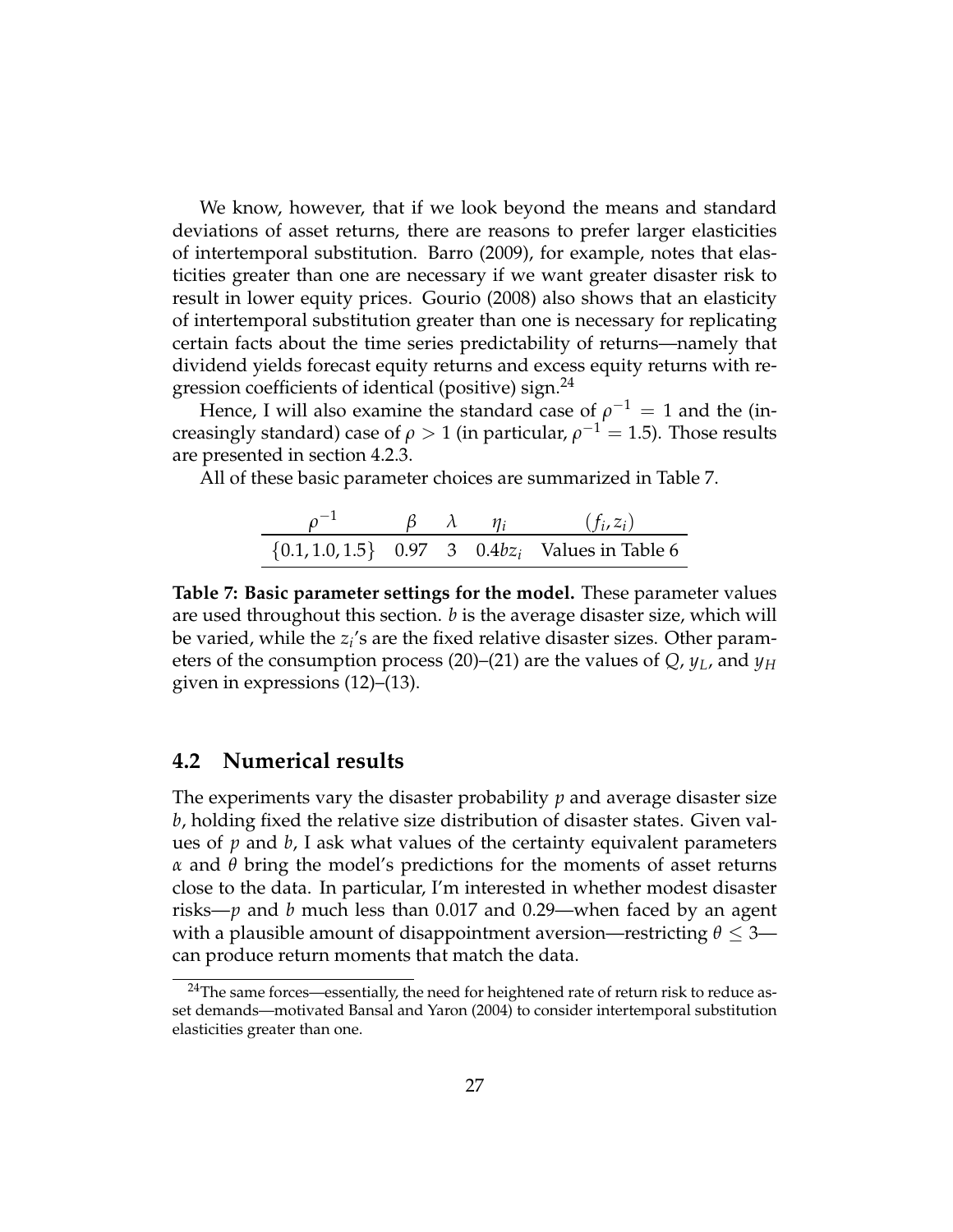We know, however, that if we look beyond the means and standard deviations of asset returns, there are reasons to prefer larger elasticities of intertemporal substitution. Barro (2009), for example, notes that elasticities greater than one are necessary if we want greater disaster risk to result in lower equity prices. Gourio (2008) also shows that an elasticity of intertemporal substitution greater than one is necessary for replicating certain facts about the time series predictability of returns—namely that dividend yields forecast equity returns and excess equity returns with regression coefficients of identical (positive) sign.[24]

Hence, I will also examine the standard case of $\rho^{-1} = 1$ and the (increasingly standard) case of $\rho > 1$ (in particular, $\rho^{-1} = 1.5$). Those results are presented in section 4.2.3.

All of these basic parameter choices are summarized in Table 7.

| $\rho^{-1}$ | $\beta$ | $\lambda$ | $\eta_i$ | $(f_i, z_i)$ |
|---|---|---|---|---|
| $\{0.1, 1.0, 1.5\}$ | 0.97 | 3 | $0.4bz_i$ | Values in Table 6 |

**Table 7: Basic parameter settings for the model.** These parameter values are used throughout this section. $b$ is the average disaster size, which will be varied, while the $z_i$'s are the fixed relative disaster sizes. Other parameters of the consumption process (20)–(21) are the values of $Q$, $y_L$, and $y_H$ given in expressions (12)–(13).

## 4.2 Numerical results

The experiments vary the disaster probability $p$ and average disaster size $b$, holding fixed the relative size distribution of disaster states. Given values of $p$ and $b$, I ask what values of the certainty equivalent parameters $\alpha$ and $\theta$ bring the model's predictions for the moments of asset returns close to the data. In particular, I'm interested in whether modest disaster risks—$p$ and $b$ much less than 0.017 and 0.29—when faced by an agent with a plausible amount of disappointment aversion—restricting $\theta \leq 3$—can produce return moments that match the data.

[24] The same forces—essentially, the need for heightened rate of return risk to reduce asset demands—motivated Bansal and Yaron (2004) to consider intertemporal substitution elasticities greater than one.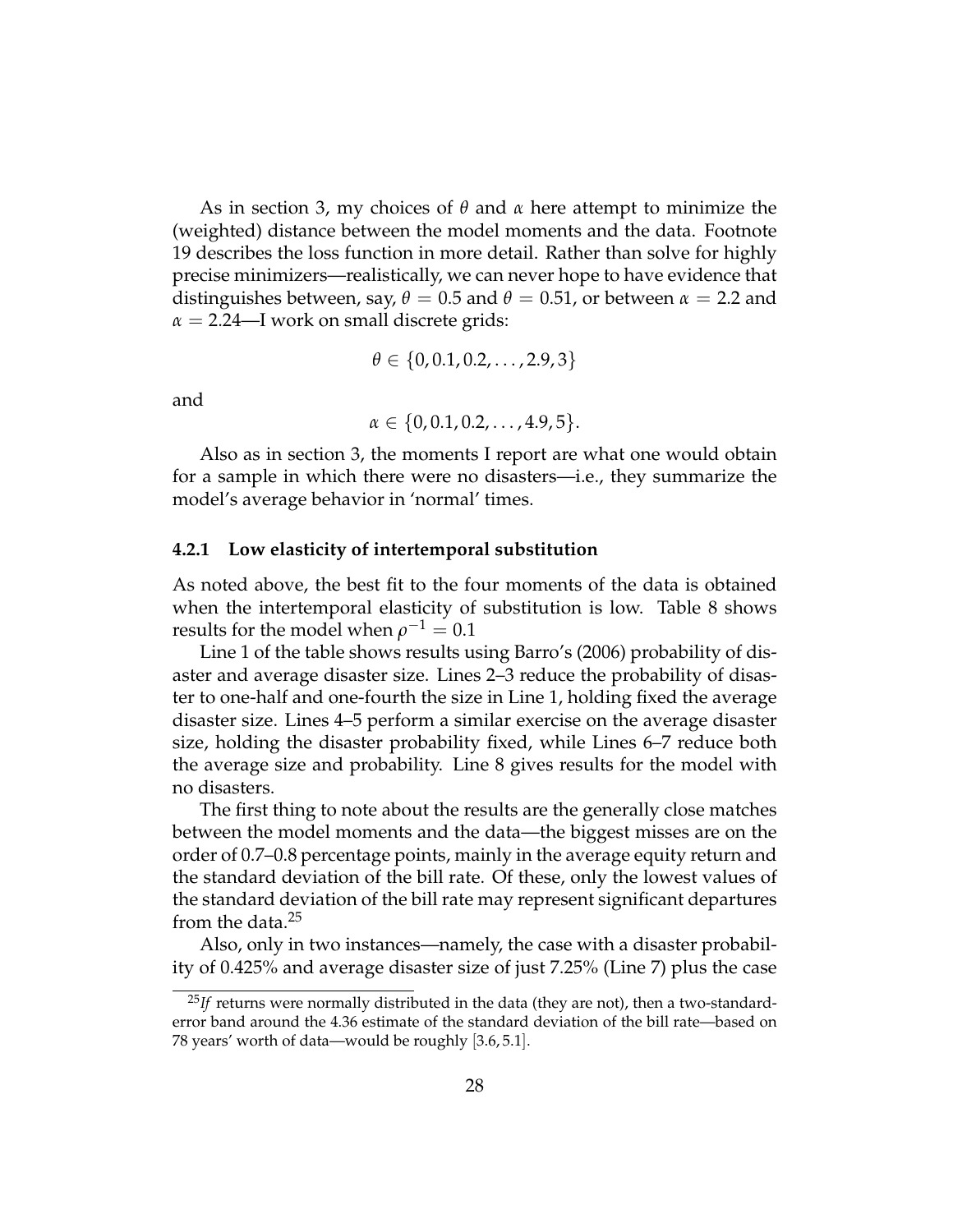As in section 3, my choices of $\theta$ and $\alpha$ here attempt to minimize the (weighted) distance between the model moments and the data. Footnote 19 describes the loss function in more detail. Rather than solve for highly precise minimizers—realistically, we can never hope to have evidence that distinguishes between, say, $\theta = 0.5$ and $\theta = 0.51$, or between $\alpha = 2.2$ and $\alpha = 2.24$—I work on small discrete grids:

$$\theta \in \{0, 0.1, 0.2, \ldots, 2.9, 3\}$$

and

$$\alpha \in \{0, 0.1, 0.2, \ldots, 4.9, 5\}.$$

Also as in section 3, the moments I report are what one would obtain for a sample in which there were no disasters—i.e., they summarize the model's average behavior in 'normal' times.

### 4.2.1 Low elasticity of intertemporal substitution

As noted above, the best fit to the four moments of the data is obtained when the intertemporal elasticity of substitution is low. Table 8 shows results for the model when $\rho^{-1} = 0.1$

Line 1 of the table shows results using Barro's (2006) probability of disaster and average disaster size. Lines 2–3 reduce the probability of disaster to one-half and one-fourth the size in Line 1, holding fixed the average disaster size. Lines 4–5 perform a similar exercise on the average disaster size, holding the disaster probability fixed, while Lines 6–7 reduce both the average size and probability. Line 8 gives results for the model with no disasters.

The first thing to note about the results are the generally close matches between the model moments and the data—the biggest misses are on the order of 0.7–0.8 percentage points, mainly in the average equity return and the standard deviation of the bill rate. Of these, only the lowest values of the standard deviation of the bill rate may represent significant departures from the data.[25]

Also, only in two instances—namely, the case with a disaster probability of 0.425% and average disaster size of just 7.25% (Line 7) plus the case

[25] *If* returns were normally distributed in the data (they are not), then a two-standard-error band around the 4.36 estimate of the standard deviation of the bill rate—based on 78 years' worth of data—would be roughly [3.6, 5.1].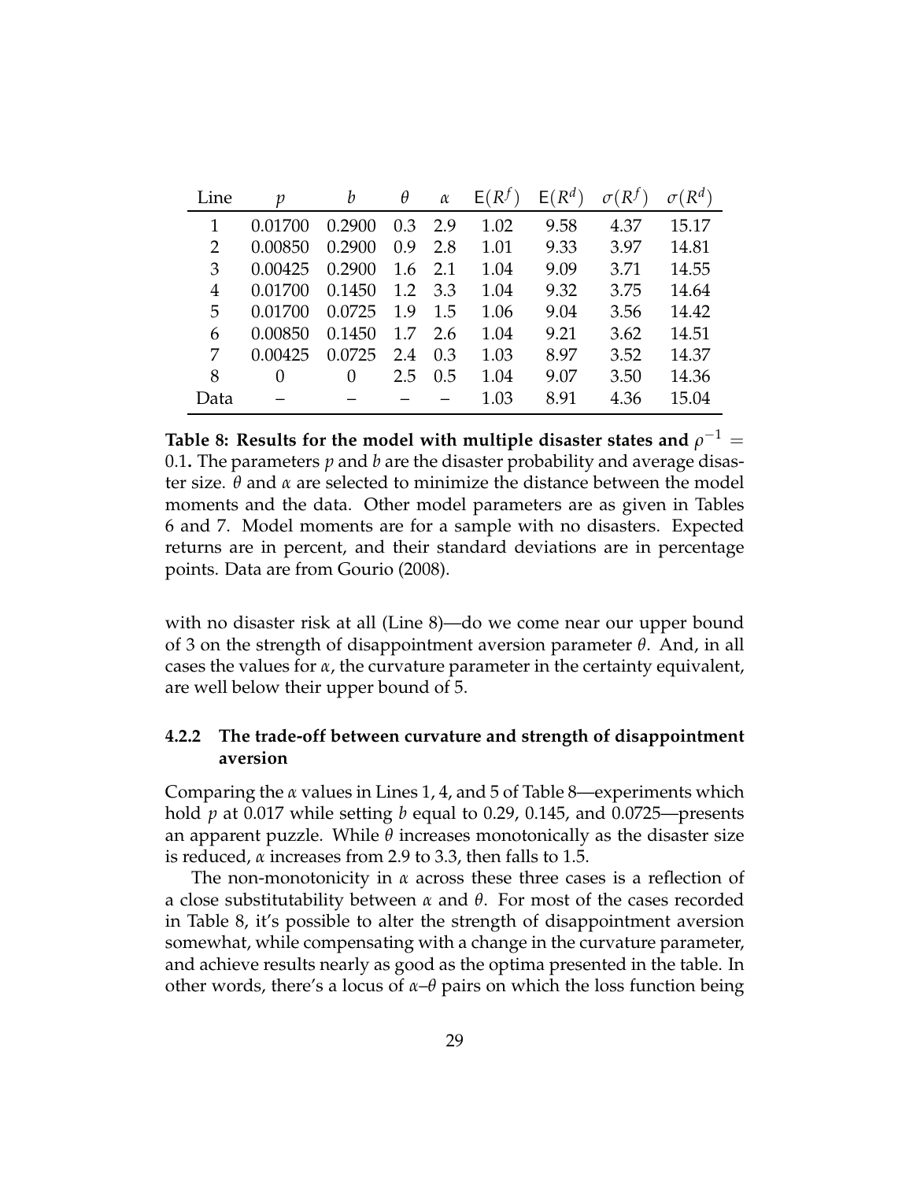| Line | $p$ | $b$ | $\theta$ | $\alpha$ | $\mathsf{E}(R^f)$ | $\mathsf{E}(R^d)$ | $\sigma(R^f)$ | $\sigma(R^d)$ |
|---|---|---|---|---|---|---|---|---|
| 1 | 0.01700 | 0.2900 | 0.3 | 2.9 | 1.02 | 9.58 | 4.37 | 15.17 |
| 2 | 0.00850 | 0.2900 | 0.9 | 2.8 | 1.01 | 9.33 | 3.97 | 14.81 |
| 3 | 0.00425 | 0.2900 | 1.6 | 2.1 | 1.04 | 9.09 | 3.71 | 14.55 |
| 4 | 0.01700 | 0.1450 | 1.2 | 3.3 | 1.04 | 9.32 | 3.75 | 14.64 |
| 5 | 0.01700 | 0.0725 | 1.9 | 1.5 | 1.06 | 9.04 | 3.56 | 14.42 |
| 6 | 0.00850 | 0.1450 | 1.7 | 2.6 | 1.04 | 9.21 | 3.62 | 14.51 |
| 7 | 0.00425 | 0.0725 | 2.4 | 0.3 | 1.03 | 8.97 | 3.52 | 14.37 |
| 8 | 0 | 0 | 2.5 | 0.5 | 1.04 | 9.07 | 3.50 | 14.36 |
| Data | – | – | – | – | 1.03 | 8.91 | 4.36 | 15.04 |

**Table 8: Results for the model with multiple disaster states and $\rho^{-1} = 0.1$.** The parameters $p$ and $b$ are the disaster probability and average disaster size. $\theta$ and $\alpha$ are selected to minimize the distance between the model moments and the data. Other model parameters are as given in Tables 6 and 7. Model moments are for a sample with no disasters. Expected returns are in percent, and their standard deviations are in percentage points. Data are from Gourio (2008).

with no disaster risk at all (Line 8)—do we come near our upper bound of 3 on the strength of disappointment aversion parameter $\theta$. And, in all cases the values for $\alpha$, the curvature parameter in the certainty equivalent, are well below their upper bound of 5.

### 4.2.2 The trade-off between curvature and strength of disappointment aversion

Comparing the $\alpha$ values in Lines 1, 4, and 5 of Table 8—experiments which hold $p$ at 0.017 while setting $b$ equal to 0.29, 0.145, and 0.0725—presents an apparent puzzle. While $\theta$ increases monotonically as the disaster size is reduced, $\alpha$ increases from 2.9 to 3.3, then falls to 1.5.

The non-monotonicity in $\alpha$ across these three cases is a reflection of a close substitutability between $\alpha$ and $\theta$. For most of the cases recorded in Table 8, it's possible to alter the strength of disappointment aversion somewhat, while compensating with a change in the curvature parameter, and achieve results nearly as good as the optima presented in the table. In other words, there's a locus of $\alpha$–$\theta$ pairs on which the loss function being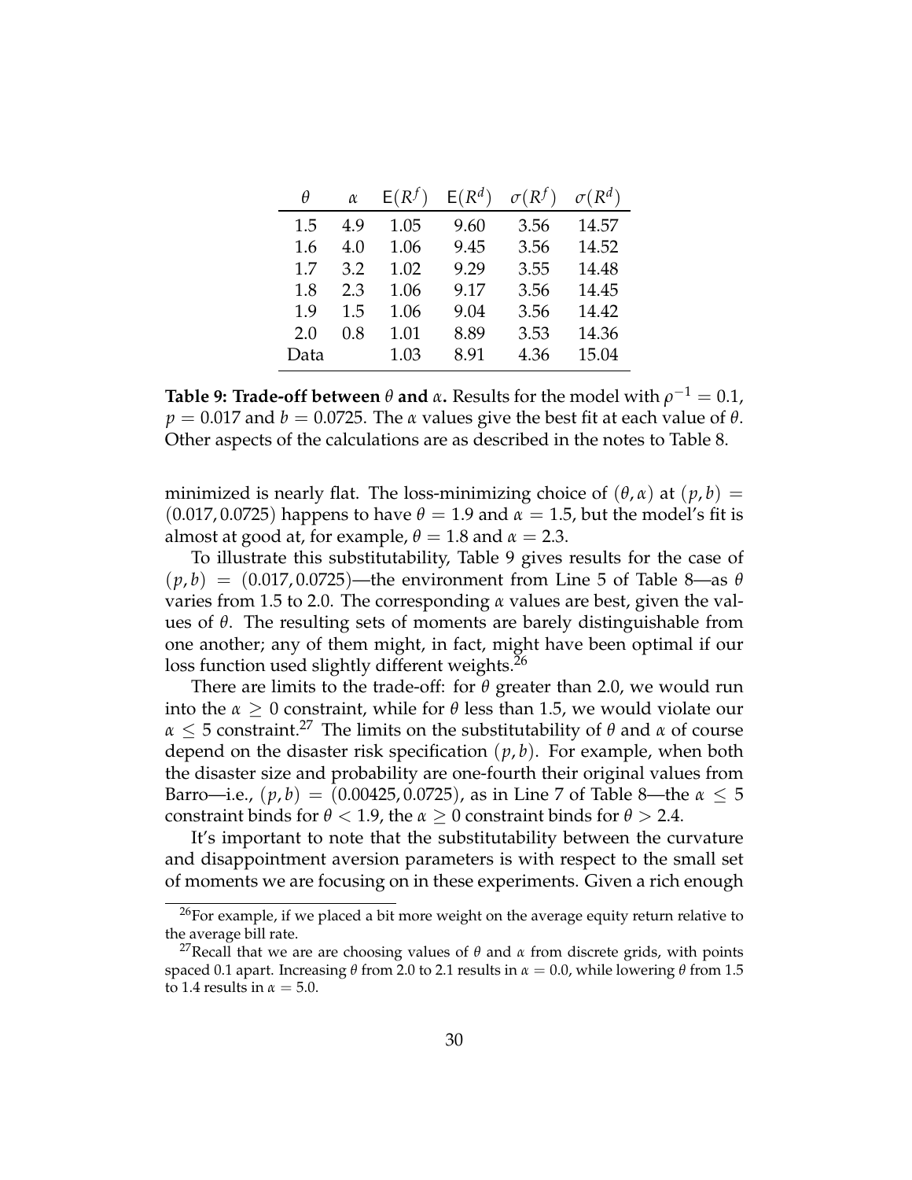| $\theta$ | $\alpha$ | $\mathsf{E}(R^f)$ | $\mathsf{E}(R^d)$ | $\sigma(R^f)$ | $\sigma(R^d)$ |
|---|---|---|---|---|---|
| 1.5 | 4.9 | 1.05 | 9.60 | 3.56 | 14.57 |
| 1.6 | 4.0 | 1.06 | 9.45 | 3.56 | 14.52 |
| 1.7 | 3.2 | 1.02 | 9.29 | 3.55 | 14.48 |
| 1.8 | 2.3 | 1.06 | 9.17 | 3.56 | 14.45 |
| 1.9 | 1.5 | 1.06 | 9.04 | 3.56 | 14.42 |
| 2.0 | 0.8 | 1.01 | 8.89 | 3.53 | 14.36 |
| Data | | 1.03 | 8.91 | 4.36 | 15.04 |

**Table 9: Trade-off between $\theta$ and $\alpha$.** Results for the model with $\rho^{-1} = 0.1$, $p = 0.017$ and $b = 0.0725$. The $\alpha$ values give the best fit at each value of $\theta$. Other aspects of the calculations are as described in the notes to Table 8.

minimized is nearly flat. The loss-minimizing choice of $(\theta, \alpha)$ at $(p, b) = (0.017, 0.0725)$ happens to have $\theta = 1.9$ and $\alpha = 1.5$, but the model's fit is almost at good at, for example, $\theta = 1.8$ and $\alpha = 2.3$.

To illustrate this substitutability, Table 9 gives results for the case of $(p, b) = (0.017, 0.0725)$—the environment from Line 5 of Table 8—as $\theta$ varies from 1.5 to 2.0. The corresponding $\alpha$ values are best, given the values of $\theta$. The resulting sets of moments are barely distinguishable from one another; any of them might, in fact, might have been optimal if our loss function used slightly different weights.[26]

There are limits to the trade-off: for $\theta$ greater than 2.0, we would run into the $\alpha \geq 0$ constraint, while for $\theta$ less than 1.5, we would violate our $\alpha \leq 5$ constraint.[27] The limits on the substitutability of $\theta$ and $\alpha$ of course depend on the disaster risk specification $(p, b)$. For example, when both the disaster size and probability are one-fourth their original values from Barro—i.e., $(p, b) = (0.00425, 0.0725)$, as in Line 7 of Table 8—the $\alpha \leq 5$ constraint binds for $\theta < 1.9$, the $\alpha \geq 0$ constraint binds for $\theta > 2.4$.

It's important to note that the substitutability between the curvature and disappointment aversion parameters is with respect to the small set of moments we are focusing on in these experiments. Given a rich enough

[26] For example, if we placed a bit more weight on the average equity return relative to the average bill rate.

[27] Recall that we are are choosing values of $\theta$ and $\alpha$ from discrete grids, with points spaced 0.1 apart. Increasing $\theta$ from 2.0 to 2.1 results in $\alpha = 0.0$, while lowering $\theta$ from 1.5 to 1.4 results in $\alpha = 5.0$.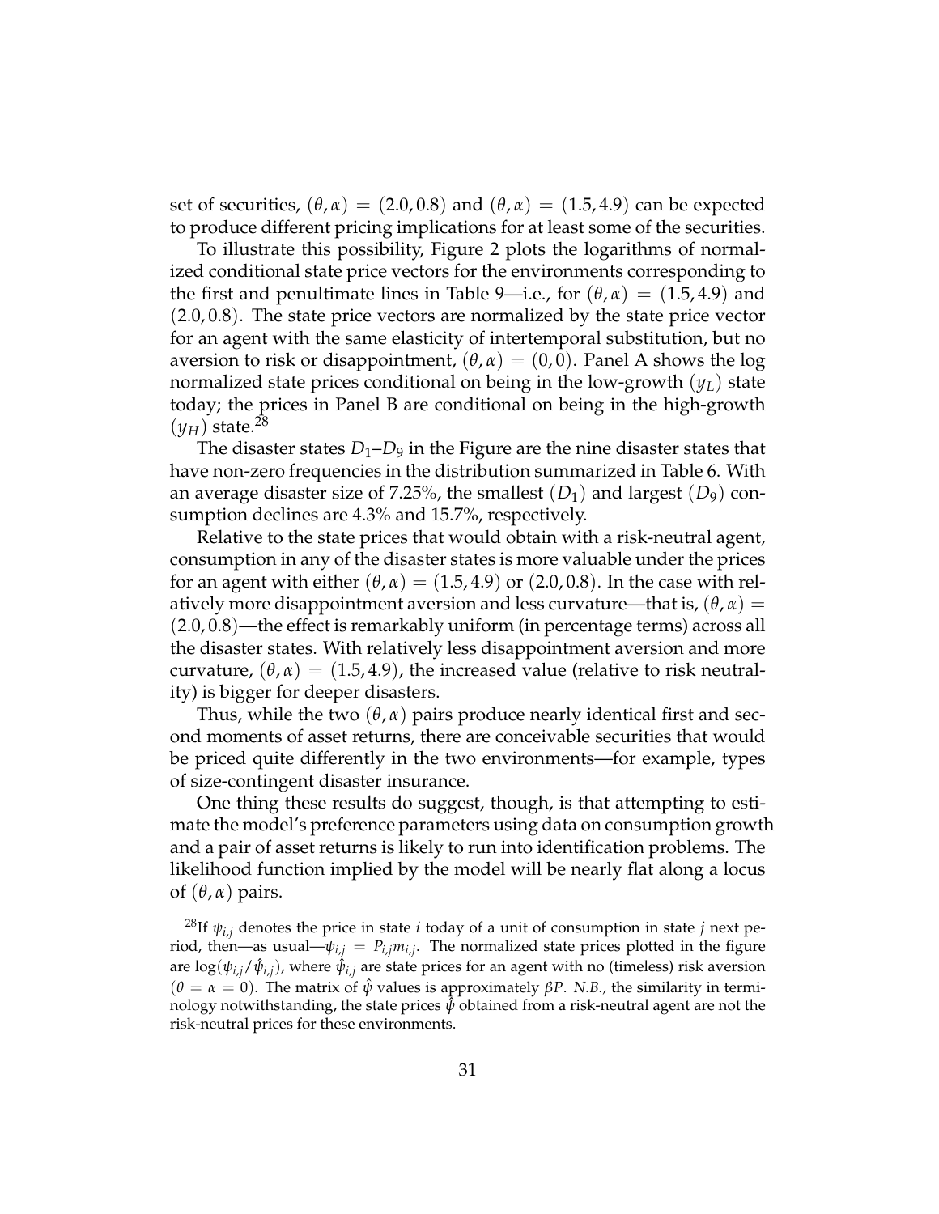set of securities, $(\theta, \alpha) = (2.0, 0.8)$ and $(\theta, \alpha) = (1.5, 4.9)$ can be expected to produce different pricing implications for at least some of the securities.

To illustrate this possibility, Figure 2 plots the logarithms of normalized conditional state price vectors for the environments corresponding to the first and penultimate lines in Table 9—i.e., for $(\theta, \alpha) = (1.5, 4.9)$ and $(2.0, 0.8)$. The state price vectors are normalized by the state price vector for an agent with the same elasticity of intertemporal substitution, but no aversion to risk or disappointment, $(\theta, \alpha) = (0, 0)$. Panel A shows the log normalized state prices conditional on being in the low-growth $(y_L)$ state today; the prices in Panel B are conditional on being in the high-growth $(y_H)$ state.[28]

The disaster states $D_1$–$D_9$ in the Figure are the nine disaster states that have non-zero frequencies in the distribution summarized in Table 6. With an average disaster size of 7.25%, the smallest $(D_1)$ and largest $(D_9)$ consumption declines are 4.3% and 15.7%, respectively.

Relative to the state prices that would obtain with a risk-neutral agent, consumption in any of the disaster states is more valuable under the prices for an agent with either $(\theta, \alpha) = (1.5, 4.9)$ or $(2.0, 0.8)$. In the case with relatively more disappointment aversion and less curvature—that is, $(\theta, \alpha) = (2.0, 0.8)$—the effect is remarkably uniform (in percentage terms) across all the disaster states. With relatively less disappointment aversion and more curvature, $(\theta, \alpha) = (1.5, 4.9)$, the increased value (relative to risk neutrality) is bigger for deeper disasters.

Thus, while the two $(\theta, \alpha)$ pairs produce nearly identical first and second moments of asset returns, there are conceivable securities that would be priced quite differently in the two environments—for example, types of size-contingent disaster insurance.

One thing these results do suggest, though, is that attempting to estimate the model's preference parameters using data on consumption growth and a pair of asset returns is likely to run into identification problems. The likelihood function implied by the model will be nearly flat along a locus of $(\theta, \alpha)$ pairs.

[28] If $\psi_{i,j}$ denotes the price in state $i$ today of a unit of consumption in state $j$ next period, then—as usual—$\psi_{i,j} = P_{i,j} m_{i,j}$. The normalized state prices plotted in the figure are $\log(\psi_{i,j}/\hat{\psi}_{i,j})$, where $\hat{\psi}_{i,j}$ are state prices for an agent with no (timeless) risk aversion $(\theta = \alpha = 0)$. The matrix of $\hat{\psi}$ values is approximately $\beta P$. *N.B.*, the similarity in terminology notwithstanding, the state prices $\hat{\psi}$ obtained from a risk-neutral agent are not the risk-neutral prices for these environments.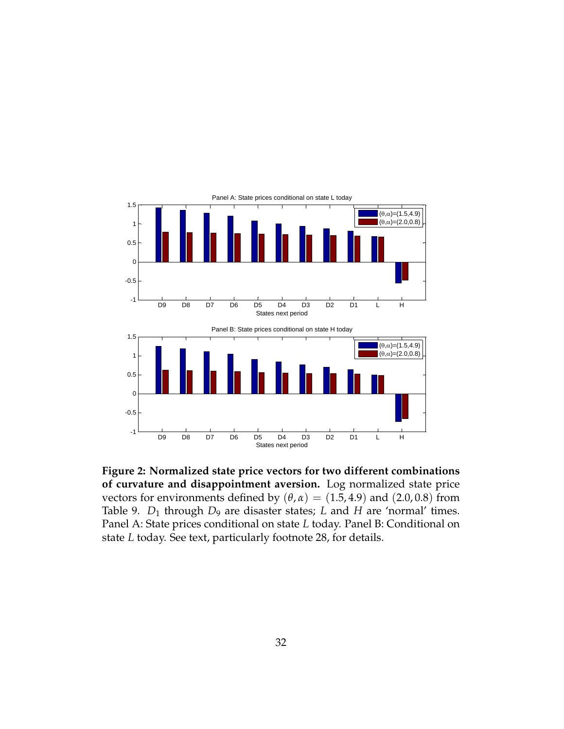**Figure 2: Normalized state price vectors for two different combinations of curvature and disappointment aversion.** Log normalized state price vectors for environments defined by $(\theta, \alpha) = (1.5, 4.9)$ and $(2.0, 0.8)$ from Table 9. $D_1$ through $D_9$ are disaster states; $L$ and $H$ are 'normal' times. Panel A: State prices conditional on state $L$ today. Panel B: Conditional on state $L$ today. See text, particularly footnote 28, for details.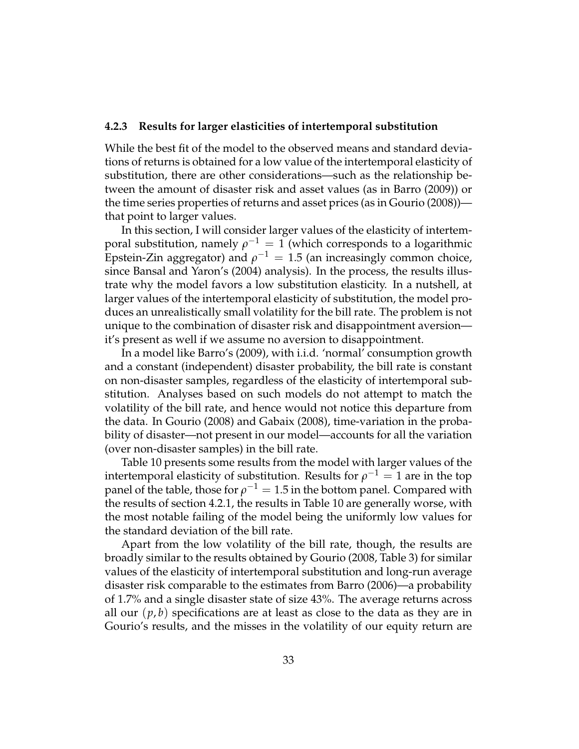#### 4.2.3 Results for larger elasticities of intertemporal substitution

While the best fit of the model to the observed means and standard deviations of returns is obtained for a low value of the intertemporal elasticity of substitution, there are other considerations—such as the relationship between the amount of disaster risk and asset values (as in Barro (2009)) or the time series properties of returns and asset prices (as in Gourio (2008))—that point to larger values.

In this section, I will consider larger values of the elasticity of intertemporal substitution, namely $\rho^{-1} = 1$ (which corresponds to a logarithmic Epstein-Zin aggregator) and $\rho^{-1} = 1.5$ (an increasingly common choice, since Bansal and Yaron's (2004) analysis). In the process, the results illustrate why the model favors a low substitution elasticity. In a nutshell, at larger values of the intertemporal elasticity of substitution, the model produces an unrealistically small volatility for the bill rate. The problem is not unique to the combination of disaster risk and disappointment aversion—it's present as well if we assume no aversion to disappointment.

In a model like Barro's (2009), with i.i.d. 'normal' consumption growth and a constant (independent) disaster probability, the bill rate is constant on non-disaster samples, regardless of the elasticity of intertemporal substitution. Analyses based on such models do not attempt to match the volatility of the bill rate, and hence would not notice this departure from the data. In Gourio (2008) and Gabaix (2008), time-variation in the probability of disaster—not present in our model—accounts for all the variation (over non-disaster samples) in the bill rate.

Table 10 presents some results from the model with larger values of the intertemporal elasticity of substitution. Results for $\rho^{-1} = 1$ are in the top panel of the table, those for $\rho^{-1} = 1.5$ in the bottom panel. Compared with the results of section 4.2.1, the results in Table 10 are generally worse, with the most notable failing of the model being the uniformly low values for the standard deviation of the bill rate.

Apart from the low volatility of the bill rate, though, the results are broadly similar to the results obtained by Gourio (2008, Table 3) for similar values of the elasticity of intertemporal substitution and long-run average disaster risk comparable to the estimates from Barro (2006)—a probability of 1.7% and a single disaster state of size 43%. The average returns across all our $(p, b)$ specifications are at least as close to the data as they are in Gourio's results, and the misses in the volatility of our equity return are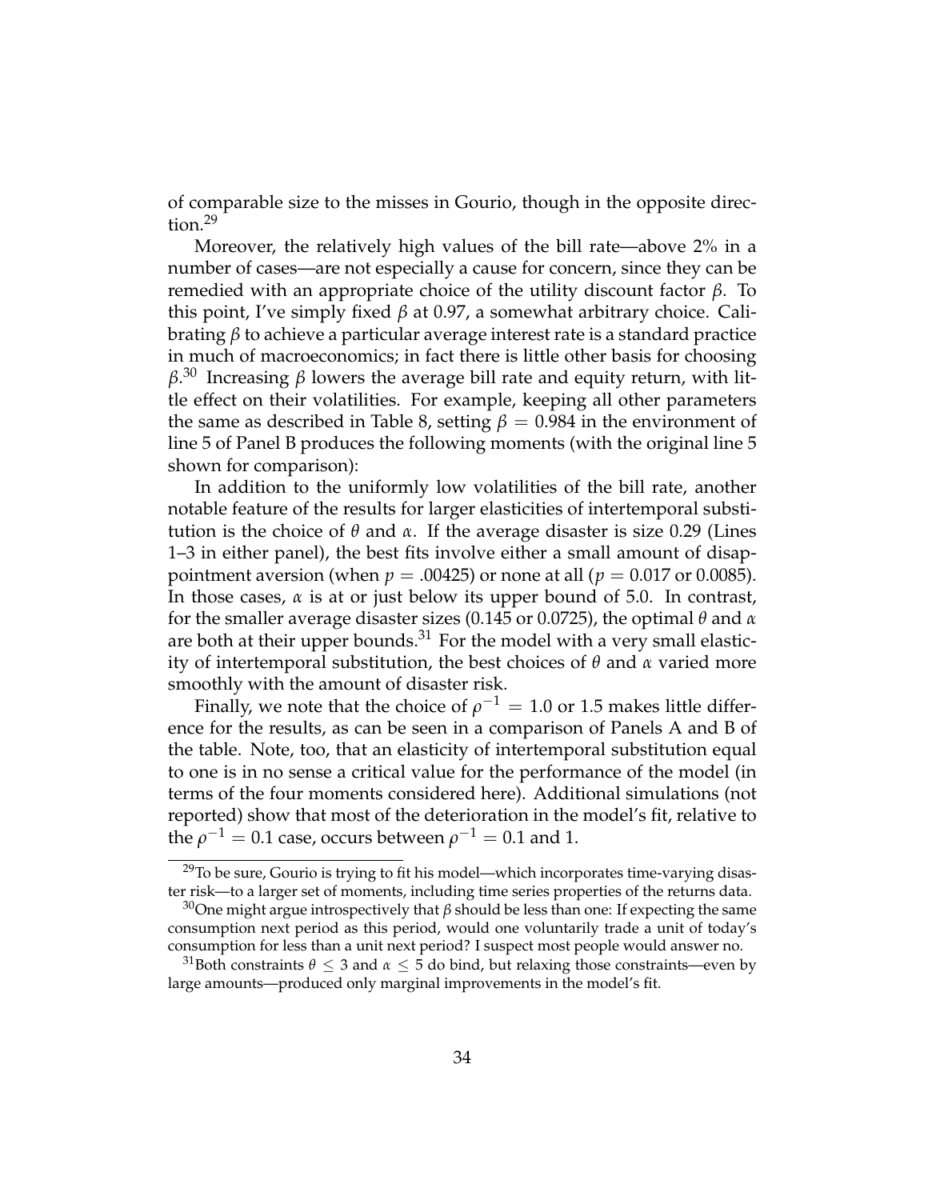of comparable size to the misses in Gourio, though in the opposite direction.[29]

Moreover, the relatively high values of the bill rate—above 2% in a number of cases—are not especially a cause for concern, since they can be remedied with an appropriate choice of the utility discount factor $\beta$. To this point, I've simply fixed $\beta$ at 0.97, a somewhat arbitrary choice. Calibrating $\beta$ to achieve a particular average interest rate is a standard practice in much of macroeconomics; in fact there is little other basis for choosing $\beta$.[30] Increasing $\beta$ lowers the average bill rate and equity return, with little effect on their volatilities. For example, keeping all other parameters the same as described in Table 8, setting $\beta = 0.984$ in the environment of line 5 of Panel B produces the following moments (with the original line 5 shown for comparison):

In addition to the uniformly low volatilities of the bill rate, another notable feature of the results for larger elasticities of intertemporal substitution is the choice of $\theta$ and $\alpha$. If the average disaster is size 0.29 (Lines 1–3 in either panel), the best fits involve either a small amount of disappointment aversion (when $p = .00425$) or none at all ($p = 0.017$ or 0.0085). In those cases, $\alpha$ is at or just below its upper bound of 5.0. In contrast, for the smaller average disaster sizes (0.145 or 0.0725), the optimal $\theta$ and $\alpha$ are both at their upper bounds.[31] For the model with a very small elasticity of intertemporal substitution, the best choices of $\theta$ and $\alpha$ varied more smoothly with the amount of disaster risk.

Finally, we note that the choice of $\rho^{-1} = 1.0$ or 1.5 makes little difference for the results, as can be seen in a comparison of Panels A and B of the table. Note, too, that an elasticity of intertemporal substitution equal to one is in no sense a critical value for the performance of the model (in terms of the four moments considered here). Additional simulations (not reported) show that most of the deterioration in the model's fit, relative to the $\rho^{-1} = 0.1$ case, occurs between $\rho^{-1} = 0.1$ and 1.

[29]To be sure, Gourio is trying to fit his model—which incorporates time-varying disaster risk—to a larger set of moments, including time series properties of the returns data.

[30]One might argue introspectively that $\beta$ should be less than one: If expecting the same consumption next period as this period, would one voluntarily trade a unit of today's consumption for less than a unit next period? I suspect most people would answer no.

[31]Both constraints $\theta \leq 3$ and $\alpha \leq 5$ do bind, but relaxing those constraints—even by large amounts—produced only marginal improvements in the model's fit.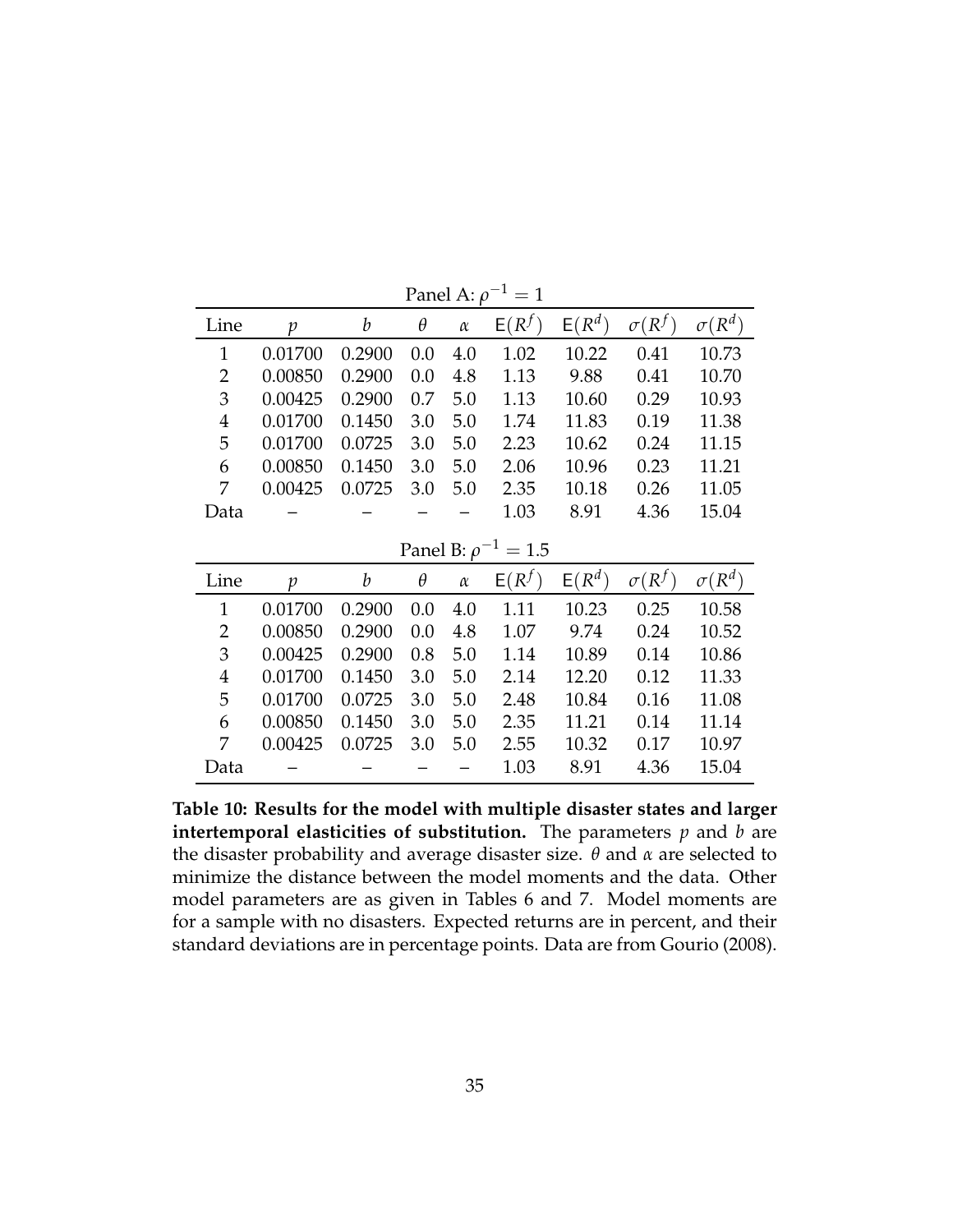Panel A: $\rho^{-1} = 1$

| Line | $p$ | $b$ | $\theta$ | $\alpha$ | $\mathsf{E}(R^f)$ | $\mathsf{E}(R^d)$ | $\sigma(R^f)$ | $\sigma(R^d)$ |
|---|---|---|---|---|---|---|---|---|
| 1 | 0.01700 | 0.2900 | 0.0 | 4.0 | 1.02 | 10.22 | 0.41 | 10.73 |
| 2 | 0.00850 | 0.2900 | 0.0 | 4.8 | 1.13 | 9.88 | 0.41 | 10.70 |
| 3 | 0.00425 | 0.2900 | 0.7 | 5.0 | 1.13 | 10.60 | 0.29 | 10.93 |
| 4 | 0.01700 | 0.1450 | 3.0 | 5.0 | 1.74 | 11.83 | 0.19 | 11.38 |
| 5 | 0.01700 | 0.0725 | 3.0 | 5.0 | 2.23 | 10.62 | 0.24 | 11.15 |
| 6 | 0.00850 | 0.1450 | 3.0 | 5.0 | 2.06 | 10.96 | 0.23 | 11.21 |
| 7 | 0.00425 | 0.0725 | 3.0 | 5.0 | 2.35 | 10.18 | 0.26 | 11.05 |
| Data | – | – | – | – | 1.03 | 8.91 | 4.36 | 15.04 |

Panel B: $\rho^{-1} = 1.5$

| Line | $p$ | $b$ | $\theta$ | $\alpha$ | $\mathsf{E}(R^f)$ | $\mathsf{E}(R^d)$ | $\sigma(R^f)$ | $\sigma(R^d)$ |
|---|---|---|---|---|---|---|---|---|
| 1 | 0.01700 | 0.2900 | 0.0 | 4.0 | 1.11 | 10.23 | 0.25 | 10.58 |
| 2 | 0.00850 | 0.2900 | 0.0 | 4.8 | 1.07 | 9.74 | 0.24 | 10.52 |
| 3 | 0.00425 | 0.2900 | 0.8 | 5.0 | 1.14 | 10.89 | 0.14 | 10.86 |
| 4 | 0.01700 | 0.1450 | 3.0 | 5.0 | 2.14 | 12.20 | 0.12 | 11.33 |
| 5 | 0.01700 | 0.0725 | 3.0 | 5.0 | 2.48 | 10.84 | 0.16 | 11.08 |
| 6 | 0.00850 | 0.1450 | 3.0 | 5.0 | 2.35 | 11.21 | 0.14 | 11.14 |
| 7 | 0.00425 | 0.0725 | 3.0 | 5.0 | 2.55 | 10.32 | 0.17 | 10.97 |
| Data | – | – | – | – | 1.03 | 8.91 | 4.36 | 15.04 |

**Table 10: Results for the model with multiple disaster states and larger intertemporal elasticities of substitution.** The parameters $p$ and $b$ are the disaster probability and average disaster size. $\theta$ and $\alpha$ are selected to minimize the distance between the model moments and the data. Other model parameters are as given in Tables 6 and 7. Model moments are for a sample with no disasters. Expected returns are in percent, and their standard deviations are in percentage points. Data are from Gourio (2008).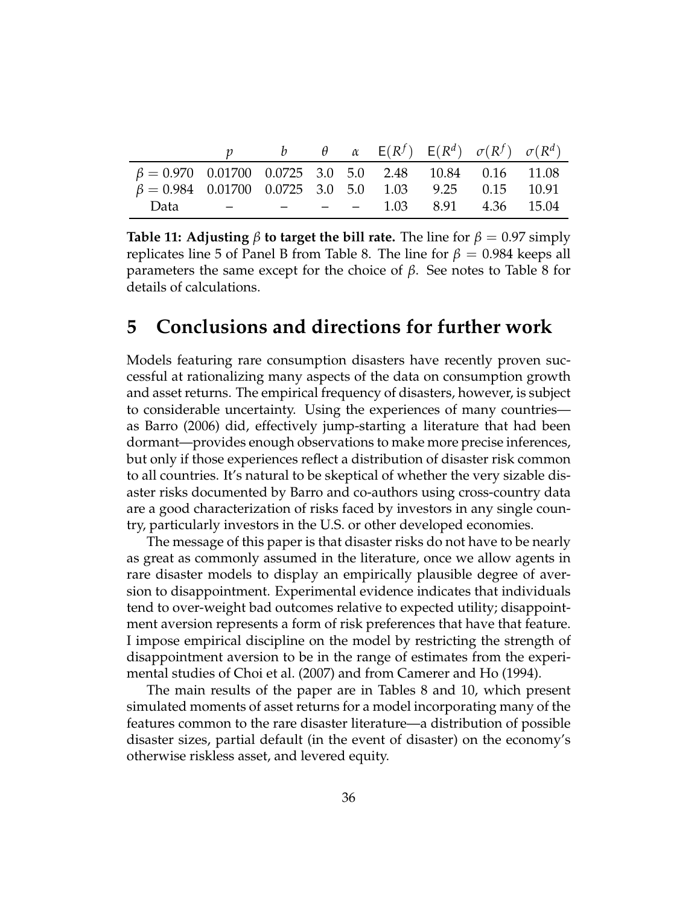| | $p$ | $b$ | $\theta$ | $\alpha$ | $\mathsf{E}(R^f)$ | $\mathsf{E}(R^d)$ | $\sigma(R^f)$ | $\sigma(R^d)$ |
|---|---|---|---|---|---|---|---|---|
| $\beta = 0.970$ | 0.01700 | 0.0725 | 3.0 | 5.0 | 2.48 | 10.84 | 0.16 | 11.08 |
| $\beta = 0.984$ | 0.01700 | 0.0725 | 3.0 | 5.0 | 1.03 | 9.25 | 0.15 | 10.91 |
| Data | – | – | – | – | 1.03 | 8.91 | 4.36 | 15.04 |

**Table 11: Adjusting $\beta$ to target the bill rate.** The line for $\beta = 0.97$ simply replicates line 5 of Panel B from Table 8. The line for $\beta = 0.984$ keeps all parameters the same except for the choice of $\beta$. See notes to Table 8 for details of calculations.

# 5 Conclusions and directions for further work

Models featuring rare consumption disasters have recently proven successful at rationalizing many aspects of the data on consumption growth and asset returns. The empirical frequency of disasters, however, is subject to considerable uncertainty. Using the experiences of many countries—as Barro (2006) did, effectively jump-starting a literature that had been dormant—provides enough observations to make more precise inferences, but only if those experiences reflect a distribution of disaster risk common to all countries. It's natural to be skeptical of whether the very sizable disaster risks documented by Barro and co-authors using cross-country data are a good characterization of risks faced by investors in any single country, particularly investors in the U.S. or other developed economies.

The message of this paper is that disaster risks do not have to be nearly as great as commonly assumed in the literature, once we allow agents in rare disaster models to display an empirically plausible degree of aversion to disappointment. Experimental evidence indicates that individuals tend to over-weight bad outcomes relative to expected utility; disappointment aversion represents a form of risk preferences that have that feature. I impose empirical discipline on the model by restricting the strength of disappointment aversion to be in the range of estimates from the experimental studies of Choi et al. (2007) and from Camerer and Ho (1994).

The main results of the paper are in Tables 8 and 10, which present simulated moments of asset returns for a model incorporating many of the features common to the rare disaster literature—a distribution of possible disaster sizes, partial default (in the event of disaster) on the economy's otherwise riskless asset, and levered equity.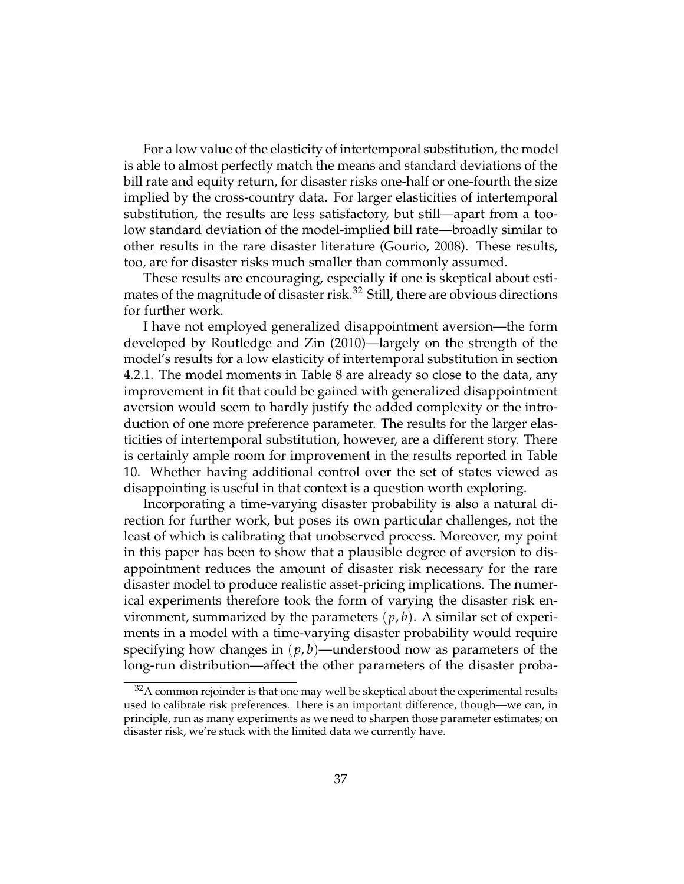For a low value of the elasticity of intertemporal substitution, the model is able to almost perfectly match the means and standard deviations of the bill rate and equity return, for disaster risks one-half or one-fourth the size implied by the cross-country data. For larger elasticities of intertemporal substitution, the results are less satisfactory, but still—apart from a too-low standard deviation of the model-implied bill rate—broadly similar to other results in the rare disaster literature (Gourio, 2008). These results, too, are for disaster risks much smaller than commonly assumed.

These results are encouraging, especially if one is skeptical about estimates of the magnitude of disaster risk.[32] Still, there are obvious directions for further work.

I have not employed generalized disappointment aversion—the form developed by Routledge and Zin (2010)—largely on the strength of the model's results for a low elasticity of intertemporal substitution in section 4.2.1. The model moments in Table 8 are already so close to the data, any improvement in fit that could be gained with generalized disappointment aversion would seem to hardly justify the added complexity or the introduction of one more preference parameter. The results for the larger elasticities of intertemporal substitution, however, are a different story. There is certainly ample room for improvement in the results reported in Table 10. Whether having additional control over the set of states viewed as disappointing is useful in that context is a question worth exploring.

Incorporating a time-varying disaster probability is also a natural direction for further work, but poses its own particular challenges, not the least of which is calibrating that unobserved process. Moreover, my point in this paper has been to show that a plausible degree of aversion to disappointment reduces the amount of disaster risk necessary for the rare disaster model to produce realistic asset-pricing implications. The numerical experiments therefore took the form of varying the disaster risk environment, summarized by the parameters $(p, b)$. A similar set of experiments in a model with a time-varying disaster probability would require specifying how changes in $(p, b)$—understood now as parameters of the long-run distribution—affect the other parameters of the disaster proba-

[32] A common rejoinder is that one may well be skeptical about the experimental results used to calibrate risk preferences. There is an important difference, though—we can, in principle, run as many experiments as we need to sharpen those parameter estimates; on disaster risk, we're stuck with the limited data we currently have.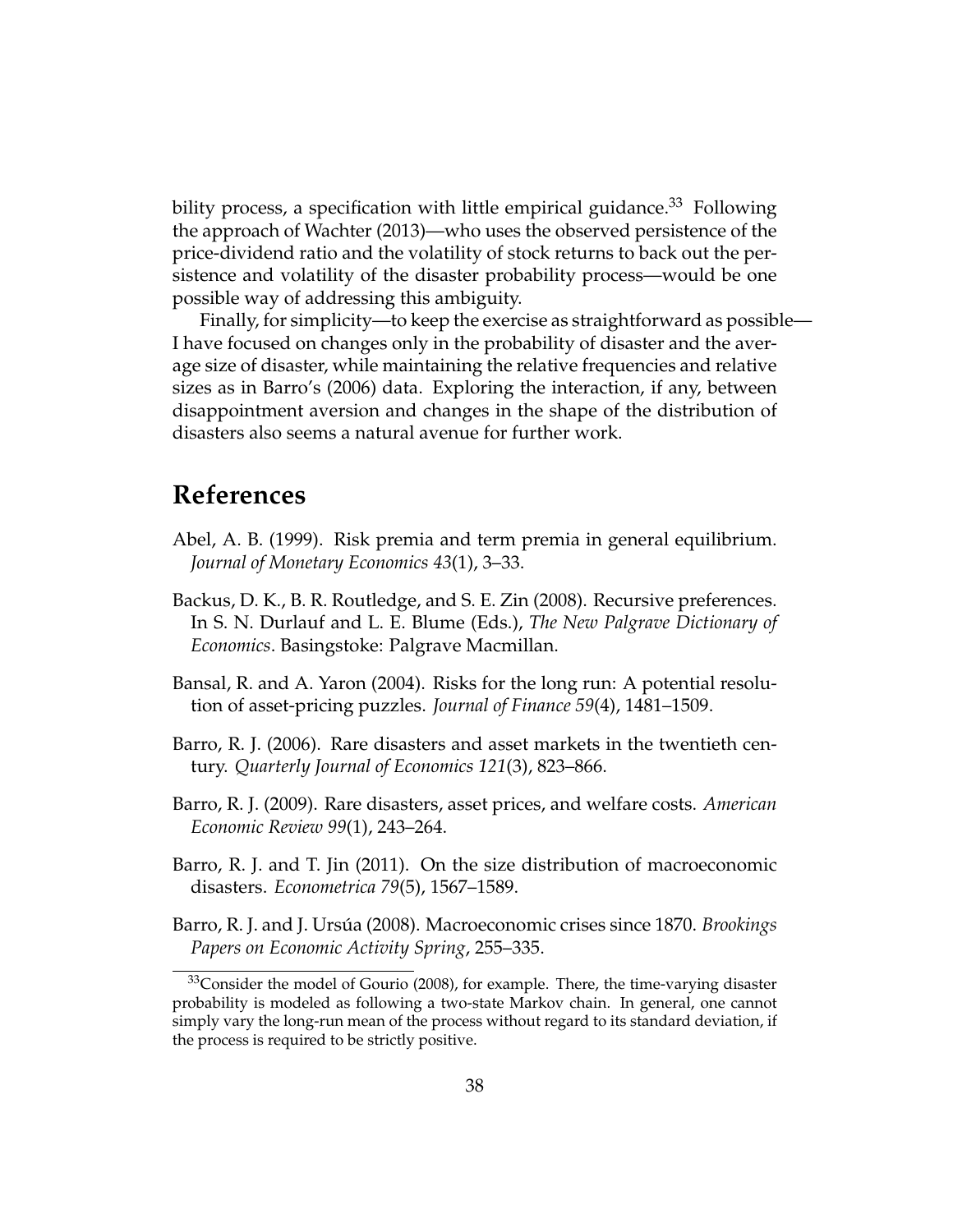bility process, a specification with little empirical guidance.[33] Following the approach of Wachter (2013)—who uses the observed persistence of the price-dividend ratio and the volatility of stock returns to back out the persistence and volatility of the disaster probability process—would be one possible way of addressing this ambiguity.

Finally, for simplicity—to keep the exercise as straightforward as possible—I have focused on changes only in the probability of disaster and the average size of disaster, while maintaining the relative frequencies and relative sizes as in Barro's (2006) data. Exploring the interaction, if any, between disappointment aversion and changes in the shape of the distribution of disasters also seems a natural avenue for further work.

# References

Abel, A. B. (1999). Risk premia and term premia in general equilibrium. *Journal of Monetary Economics 43*(1), 3–33.

Backus, D. K., B. R. Routledge, and S. E. Zin (2008). Recursive preferences. In S. N. Durlauf and L. E. Blume (Eds.), *The New Palgrave Dictionary of Economics*. Basingstoke: Palgrave Macmillan.

Bansal, R. and A. Yaron (2004). Risks for the long run: A potential resolution of asset-pricing puzzles. *Journal of Finance 59*(4), 1481–1509.

Barro, R. J. (2006). Rare disasters and asset markets in the twentieth century. *Quarterly Journal of Economics 121*(3), 823–866.

Barro, R. J. (2009). Rare disasters, asset prices, and welfare costs. *American Economic Review 99*(1), 243–264.

Barro, R. J. and T. Jin (2011). On the size distribution of macroeconomic disasters. *Econometrica 79*(5), 1567–1589.

Barro, R. J. and J. Ursúa (2008). Macroeconomic crises since 1870. *Brookings Papers on Economic Activity Spring*, 255–335.

[33] Consider the model of Gourio (2008), for example. There, the time-varying disaster probability is modeled as following a two-state Markov chain. In general, one cannot simply vary the long-run mean of the process without regard to its standard deviation, if the process is required to be strictly positive.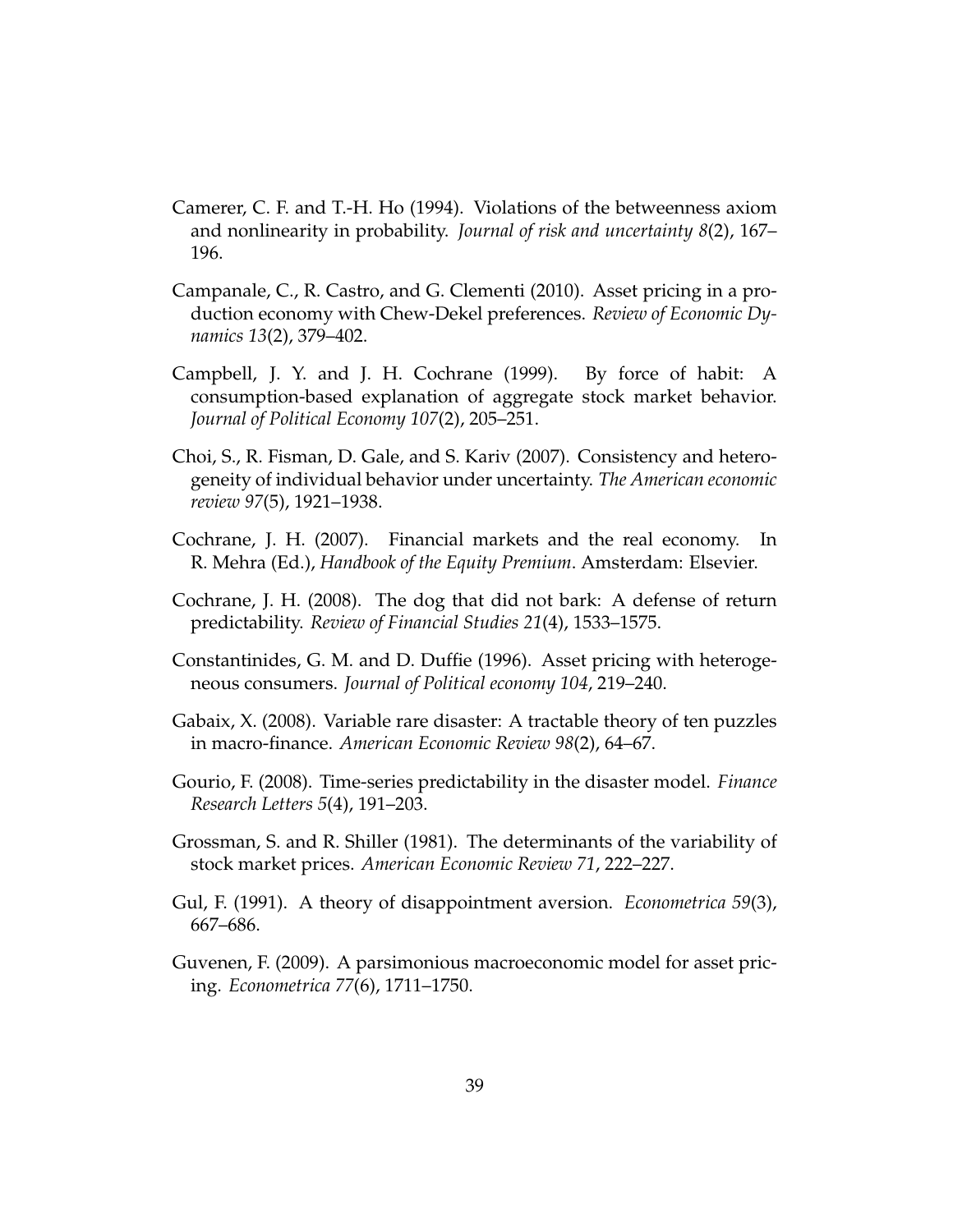Camerer, C. F. and T.-H. Ho (1994). Violations of the betweenness axiom and nonlinearity in probability. *Journal of risk and uncertainty 8*(2), 167–196.

Campanale, C., R. Castro, and G. Clementi (2010). Asset pricing in a production economy with Chew-Dekel preferences. *Review of Economic Dynamics 13*(2), 379–402.

Campbell, J. Y. and J. H. Cochrane (1999). By force of habit: A consumption-based explanation of aggregate stock market behavior. *Journal of Political Economy 107*(2), 205–251.

Choi, S., R. Fisman, D. Gale, and S. Kariv (2007). Consistency and heterogeneity of individual behavior under uncertainty. *The American economic review 97*(5), 1921–1938.

Cochrane, J. H. (2007). Financial markets and the real economy. In R. Mehra (Ed.), *Handbook of the Equity Premium*. Amsterdam: Elsevier.

Cochrane, J. H. (2008). The dog that did not bark: A defense of return predictability. *Review of Financial Studies 21*(4), 1533–1575.

Constantinides, G. M. and D. Duffie (1996). Asset pricing with heterogeneous consumers. *Journal of Political economy 104*, 219–240.

Gabaix, X. (2008). Variable rare disaster: A tractable theory of ten puzzles in macro-finance. *American Economic Review 98*(2), 64–67.

Gourio, F. (2008). Time-series predictability in the disaster model. *Finance Research Letters 5*(4), 191–203.

Grossman, S. and R. Shiller (1981). The determinants of the variability of stock market prices. *American Economic Review 71*, 222–227.

Gul, F. (1991). A theory of disappointment aversion. *Econometrica 59*(3), 667–686.

Guvenen, F. (2009). A parsimonious macroeconomic model for asset pricing. *Econometrica 77*(6), 1711–1750.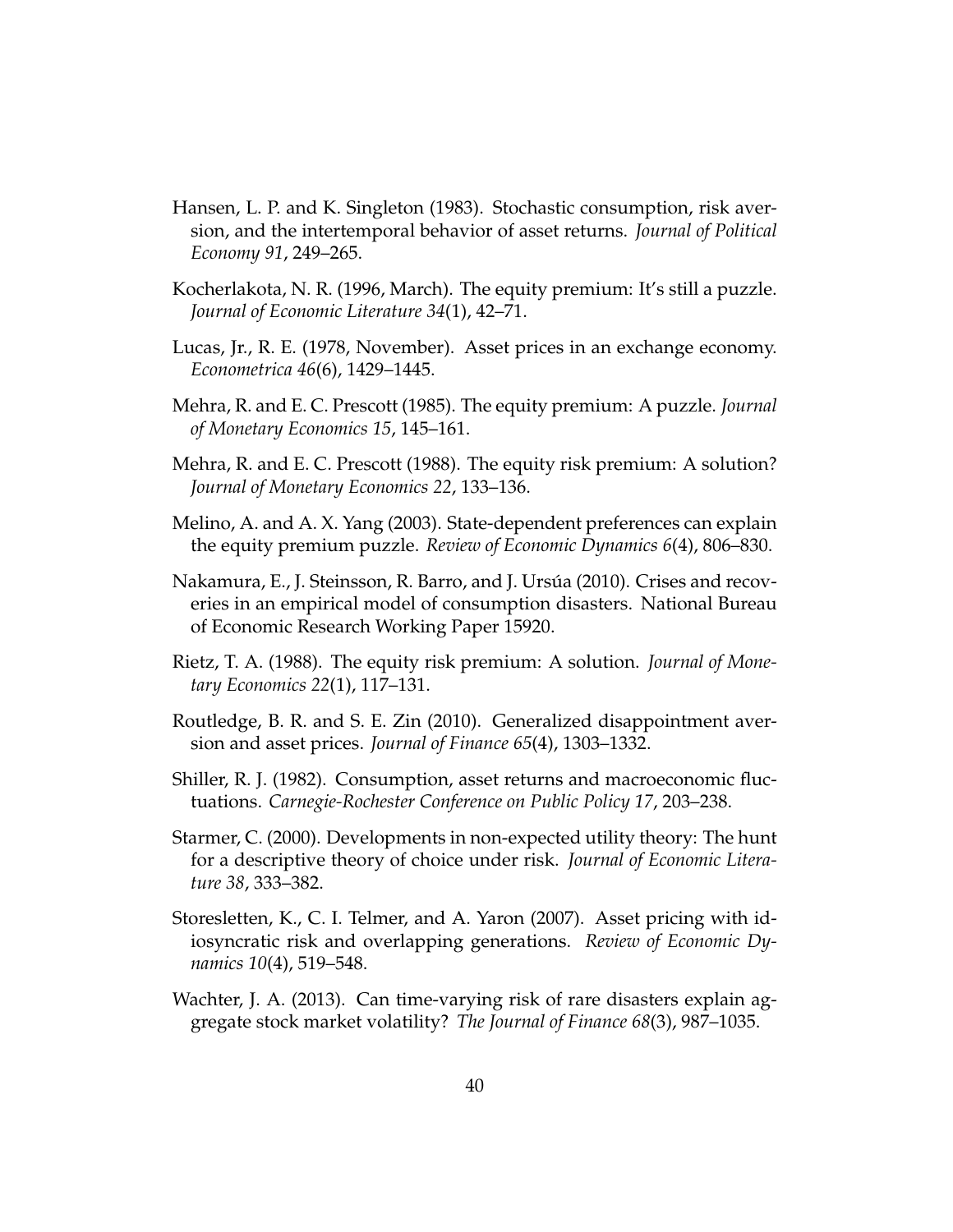Hansen, L. P. and K. Singleton (1983). Stochastic consumption, risk aversion, and the intertemporal behavior of asset returns. *Journal of Political Economy 91*, 249–265.

Kocherlakota, N. R. (1996, March). The equity premium: It's still a puzzle. *Journal of Economic Literature 34*(1), 42–71.

Lucas, Jr., R. E. (1978, November). Asset prices in an exchange economy. *Econometrica 46*(6), 1429–1445.

Mehra, R. and E. C. Prescott (1985). The equity premium: A puzzle. *Journal of Monetary Economics 15*, 145–161.

Mehra, R. and E. C. Prescott (1988). The equity risk premium: A solution? *Journal of Monetary Economics 22*, 133–136.

Melino, A. and A. X. Yang (2003). State-dependent preferences can explain the equity premium puzzle. *Review of Economic Dynamics 6*(4), 806–830.

Nakamura, E., J. Steinsson, R. Barro, and J. Ursúa (2010). Crises and recoveries in an empirical model of consumption disasters. National Bureau of Economic Research Working Paper 15920.

Rietz, T. A. (1988). The equity risk premium: A solution. *Journal of Monetary Economics 22*(1), 117–131.

Routledge, B. R. and S. E. Zin (2010). Generalized disappointment aversion and asset prices. *Journal of Finance 65*(4), 1303–1332.

Shiller, R. J. (1982). Consumption, asset returns and macroeconomic fluctuations. *Carnegie-Rochester Conference on Public Policy 17*, 203–238.

Starmer, C. (2000). Developments in non-expected utility theory: The hunt for a descriptive theory of choice under risk. *Journal of Economic Literature 38*, 333–382.

Storesletten, K., C. I. Telmer, and A. Yaron (2007). Asset pricing with idiosyncratic risk and overlapping generations. *Review of Economic Dynamics 10*(4), 519–548.

Wachter, J. A. (2013). Can time-varying risk of rare disasters explain aggregate stock market volatility? *The Journal of Finance 68*(3), 987–1035.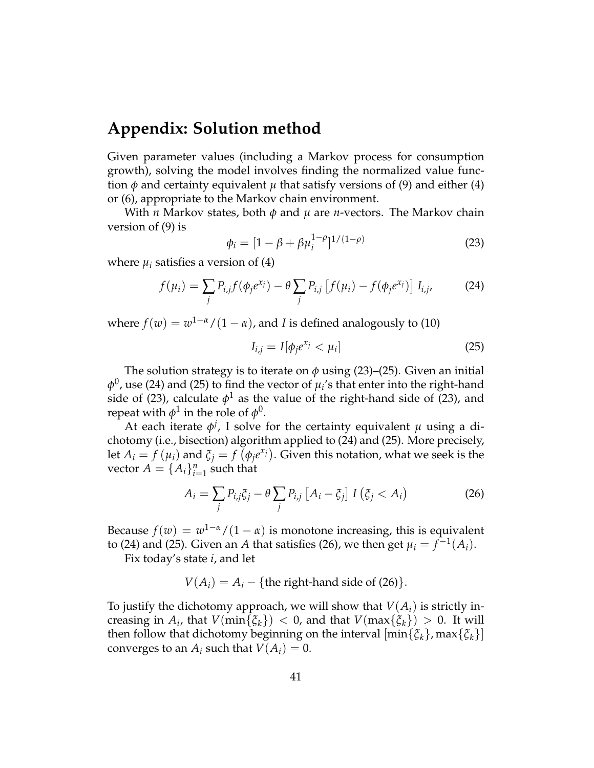# Appendix: Solution method

Given parameter values (including a Markov process for consumption growth), solving the model involves finding the normalized value function $\phi$ and certainty equivalent $\mu$ that satisfy versions of (9) and either (4) or (6), appropriate to the Markov chain environment.

With $n$ Markov states, both $\phi$ and $\mu$ are $n$-vectors. The Markov chain version of (9) is

$$\phi_i = [1 - \beta + \beta \mu_i^{1-\rho}]^{1/(1-\rho)} \tag{23}$$

where $\mu_i$ satisfies a version of (4)

$$f(\mu_i) = \sum_j P_{i,j} f(\phi_j e^{x_j}) - \theta \sum_j P_{i,j} \left[ f(\mu_i) - f(\phi_j e^{x_j}) \right] I_{i,j}, \tag{24}$$

where $f(w) = w^{1-\alpha}/(1-\alpha)$, and $I$ is defined analogously to (10)

$$I_{i,j} = I[\phi_j e^{x_j} < \mu_i] \tag{25}$$

The solution strategy is to iterate on $\phi$ using (23)–(25). Given an initial $\phi^0$, use (24) and (25) to find the vector of $\mu_i$'s that enter into the right-hand side of (23), calculate $\phi^1$ as the value of the right-hand side of (23), and repeat with $\phi^1$ in the role of $\phi^0$.

At each iterate $\phi^j$, I solve for the certainty equivalent $\mu$ using a dichotomy (i.e., bisection) algorithm applied to (24) and (25). More precisely, let $A_i = f(\mu_i)$ and $\xi_j = f\left(\phi_j e^{x_j}\right)$. Given this notation, what we seek is the vector $A = \{A_i\}_{i=1}^n$ such that

$$A_i = \sum_j P_{i,j} \xi_j - \theta \sum_j P_{i,j} \left[ A_i - \xi_j \right] I\left( \xi_j < A_i \right) \tag{26}$$

Because $f(w) = w^{1-\alpha}/(1-\alpha)$ is monotone increasing, this is equivalent to (24) and (25). Given an $A$ that satisfies (26), we then get $\mu_i = f^{-1}(A_i)$.

Fix today's state $i$, and let

$$V(A_i) = A_i - \{\text{the right-hand side of (26)}\}.$$

To justify the dichotomy approach, we will show that $V(A_i)$ is strictly increasing in $A_i$, that $V(\min\{\xi_k\}) < 0$, and that $V(\max\{\xi_k\}) > 0$. It will then follow that dichotomy beginning on the interval $[\min\{\xi_k\}, \max\{\xi_k\}]$ converges to an $A_i$ such that $V(A_i) = 0$.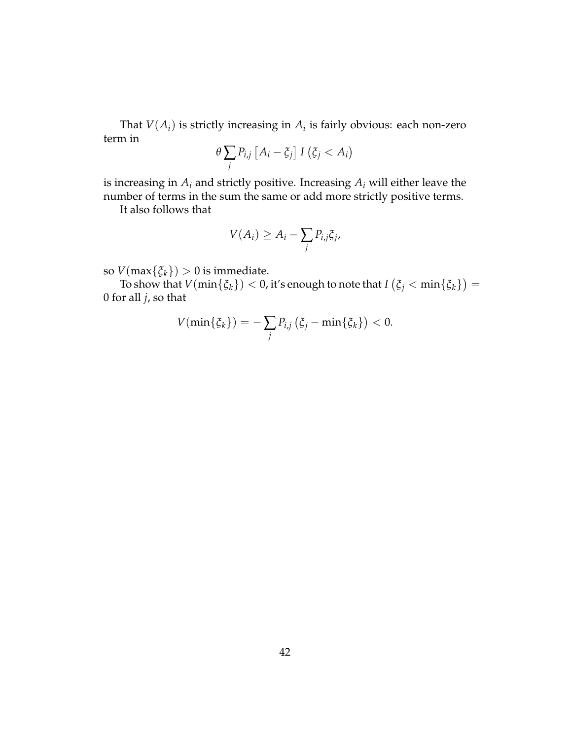That $V(A_i)$ is strictly increasing in $A_i$ is fairly obvious: each non-zero term in

$$\theta \sum_j P_{i,j} \left[ A_i - \xi_j \right] I \left( \xi_j < A_i \right)$$

is increasing in $A_i$ and strictly positive. Increasing $A_i$ will either leave the number of terms in the sum the same or add more strictly positive terms.

It also follows that

$$V(A_i) \geq A_i - \sum_j P_{i,j} \xi_j,$$

so $V(\max\{\xi_k\}) > 0$ is immediate.

To show that $V(\min\{\xi_k\}) < 0$, it's enough to note that $I\left(\xi_j < \min\{\xi_k\}\right) = 0$ for all $j$, so that

$$V(\min\{\xi_k\}) = -\sum_j P_{i,j} \left( \xi_j - \min\{\xi_k\} \right) < 0.$$